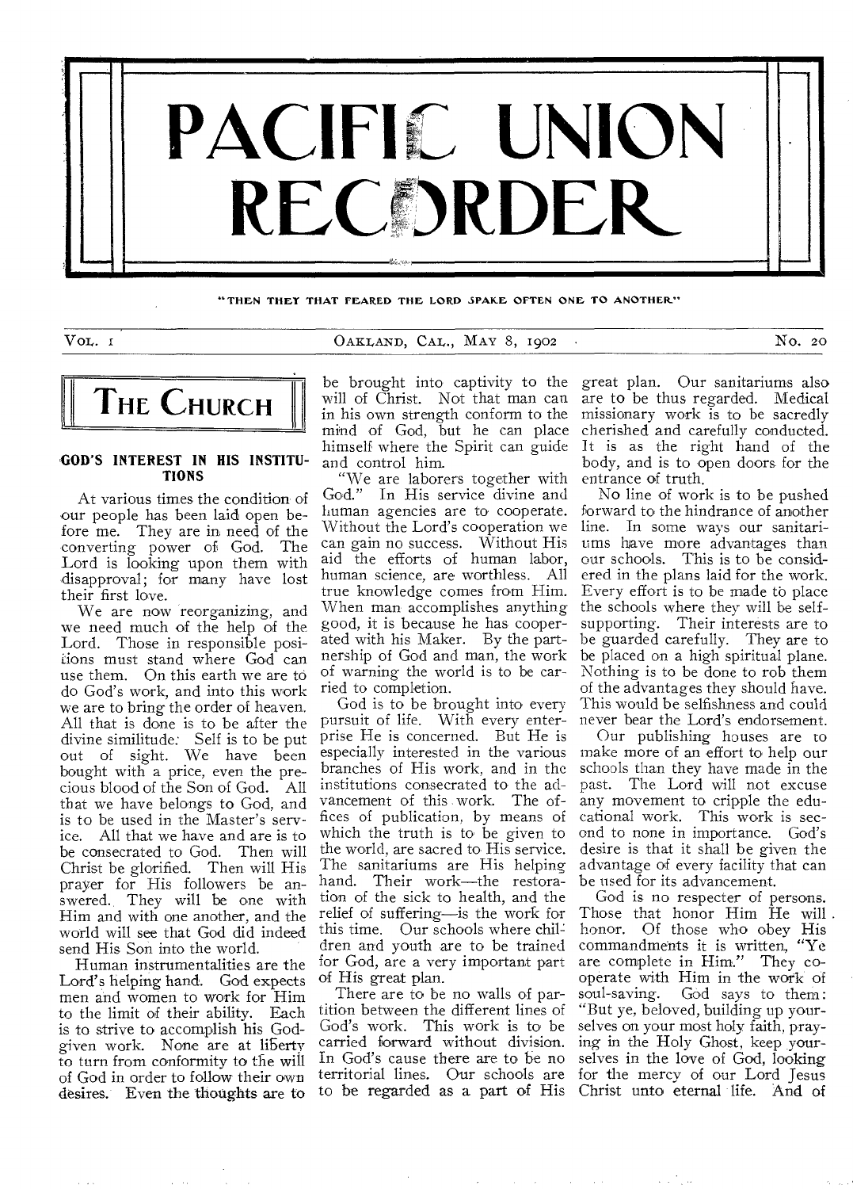# PACIFIC UNION RECORDER

"THEN THEY THAT FEARED THE LORD SPAKE OFTEN ONE TO ANOTHER."

VOL. 1 OAKLAND, CAL., MAY 8, 1902 No. 20

## THE CHURCH

### GOD'S INTEREST IN HIS INSTITUTIONS

At various times the condition of our people has been laid open before me. They are in need of the converting power of God. The Lord is looking upon them with disapproval; for many have lost their first love.

We are now reorganizing, and we need much of the help of the Lord. Those in responsible positions must stand where God can use them. On this earth we are to do God's work, and into this work we are to bring the order of heaven. All that is done is to be after the divine similitude. Self is to be put out of sight. We have been bought with a price, even the precious blood of the Son of God. All that we have belongs to God, and is to be used in the Master's service. All that we have and are is to be consecrated to God. Then will Christ be glorified. Then will His prayer for His followers be answered. They will be one with Him and with one another, and the world will see that God did indeed send His Son into the world.

Human instrumentalities are the Lord's helping hand. God expects men and women to work for Him to the limit of their ability. Each is to strive to accomplish his God-given work. None are at liberty to turn from conformity to the will of God in order to follow their own desires. Even the thoughts are to be brought into captivity to the will of Christ. Not that man can in his own strength conform to the mind of God, but he can place himself where the Spirit can guide and control him.

"We are laborers together with God." In His service divine and human agencies are to cooperate. Without the Lord's cooperation we can gain no success. Without His aid the efforts of human labor, human science, are worthless. All true knowledge comes from Him. When man accomplishes anything good, it is because he has cooperated with his Maker. By the partnership of God and man, the work of warning the world is to be carried to completion.

God is to be brought into every pursuit of life. With every enterprise He is concerned. But He is especially interested in the various branches of His work, and in the institutions consecrated to the advancement of this work. The offices of publication, by means of which the truth is to be given to the world, are sacred to His service. The sanitariums are His helping hand. Their work—the restoration of the sick to health, and the relief of suffering—is the work for this time. Our schools where children and youth are to be trained for God, are a very important part of His great plan.

There are to be no walls of partition between the different lines of God's work. This work is to be carried forward without division. In God's cause there are to be no territorial lines. Our schools are to be regarded as a part of His great plan. Our sanitariums also are to be thus regarded. Medical missionary work is to be sacredly cherished and carefully conducted. It is as the right hand of the body, and is to open doors for the entrance of truth.

No line of work is to be pushed forward to the hindrance of another line. In some ways our sanitariums have more advantages than our schools. This is to be considered in the plans laid for the work. Every effort is to be made to place the schools where they will be self-supporting. Their interests are to be guarded carefully. They are to be placed on a high spiritual plane. Nothing is to be done to rob them of the advantages they should have. This would be selfishness and could never bear the Lord's endorsement.

Our publishing houses are to make more of an effort to help our schools than they have made in the past. The Lord will not excuse any movement to cripple the educational work. This work is second to none in importance. God's desire is that it shall be given the advantage of every facility that can be used for its advancement.

God is no respecter of persons. Those that honor Him He will honor. Of those who obey His commandments it is written, "Ye are complete in Him." They cooperate with Him in the work of soul-saving. God says to them: "But ye, beloved, building up yourselves on your most holy faith, praying in the Holy Ghost, keep yourselves in the love of God, looking for the mercy of our Lord Jesus Christ unto eternal life. And of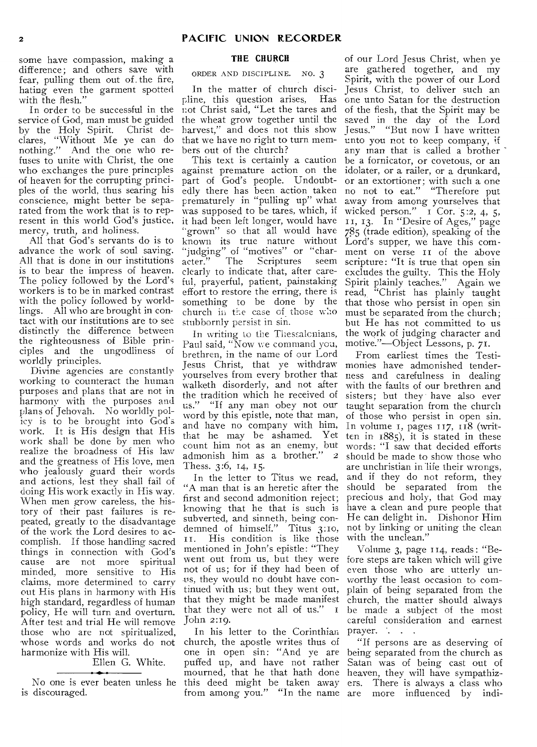some have compassion, making a difference; and others save with fear, pulling them out of the fire, hating even the garment spotted with the flesh."

In order to be successful in the service of God, man must be guided by the Holy Spirit. Christ declares, "Without Me ye can do nothing." And the one who refuses to unite with Christ, the one who exchanges the pure principles of heaven for the corrupting principles of the world, thus searing his conscience, might better be separated from the work that is to represent in this world God's justice, mercy, truth, and holiness.

All that God's servants do is to advance the work of soul saving. All that is done in our institutions is to bear the impress of heaven. The policy followed by the Lord's workers is to be in marked contrast with the policy followed by worldlings. All who are brought in contact with our institutions are to see distinctly the difference between the righteousness of Bible principles and the ungodliness of worldly principles.

Divine agencies are constantly working to counteract the human purposes and plans that are not in harmony with the purposes and plans of Jehovah. No worldly policy is to be brought into God's work. It is His design that His work shall be done by men who realize the broadness of His law and the greatness of His love, men who jealously guard their words and actions, lest they shall fail of doing His work exactly in His way. When men grow careless, the history of their past failures is repeated, greatly to the disadvantage of the work the Lord desires to accomplish. If those handling sacred things in connection with God's cause are not more spiritual minded, more sensitive to His claims, more determined to carry out His plans in harmony with His high standard, regardless of human policy, He will turn and overturn. After test and trial He will remove those who are not spiritualized, whose words and works do not harmonize with His will.

Ellen G. White.

---

No one is ever beaten unless he is discouraged.

## THE CHURCH

### ORDER AND DISCIPLINE. NO. 3

In the matter of church discipline, this question arises, Has not Christ said, "Let the tares and the wheat grow together until the harvest," and does not this show that we have no right to turn members out of the church?

This text is certainly a caution against premature action on the part of God's people. Undoubtedly there has been action taken prematurely in "pulling up" what was supposed to be tares, which, if it had been left longer, would have "grown" so that all would have known its true nature without "judging" of "motives" or "character." The Scriptures seem clearly to indicate that, after careful, prayerful, patient, painstaking effort to restore the erring, there is something to be done by the church in the case of those who stubbornly persist in sin.

In writing to the Thessalonians, Paul said, "Now we command you, brethren, in the name of our Lord Jesus Christ, that ye withdraw yourselves from every brother that walketh disorderly, and not after the tradition which he received of us." "If any man obey not our word by this epistle, note that man, and have no company with him, that he may be ashamed. Yet count him not as an enemy, but admonish him as a brother." 2 Thess. 3:6, 14, 15.

In the letter to Titus we read, "A man that is an heretic after the first and second admonition reject; knowing that he that is such is subverted, and sinneth, being condemned of himself." Titus 3:10, 11. His condition is like those mentioned in John's epistle: "They went out from us, but they were not of us; for if they had been of us, they would no doubt have continued with us; but they went out, that they might be made manifest that they were not all of us." 1 John 2:19.

In his letter to the Corinthian church, the apostle writes thus of one in open sin: "And ye are puffed up, and have not rather mourned, that he that hath done this deed might be taken away from among you." "In the name of our Lord Jesus Christ, when ye are gathered together, and my Spirit, with the power of our Lord Jesus Christ, to deliver such an one unto Satan for the destruction of the flesh, that the Spirit may be saved in the day of the Lord Jesus." "But now I have written unto you not to keep company, if any man that is called a brother be a fornicator, or covetous, or an idolater, or a railer, or a drunkard, or an extortioner; with such a one no not to eat." "Therefore put away from among yourselves that wicked person." 1 Cor. 5:2, 4, 5, 11, 13. In "Desire of Ages," page 785 (trade edition), speaking of the Lord's supper, we have this comment on verse 11 of the above scripture: "It is true that open sin excludes the guilty. This the Holy Spirit plainly teaches." Again we read, "Christ has plainly taught that those who persist in open sin must be separated from the church; but He has not committed to us the work of judging character and motive."—Object Lessons, p. 71.

From earliest times the Testimonies have admonished tenderness and carefulness in dealing with the faults of our brethren and sisters; but they have also ever taught separation from the church of those who persist in open sin. In volume 1, pages 117, 118 (written in 1885), it is stated in these words: "I saw that decided efforts should be made to show those who are unchristian in life their wrongs, and if they do not reform, they should be separated from the precious and holy, that God may have a clean and pure people that He can delight in. Dishonor Him not by linking or uniting the clean with the unclean."

Volume 3, page 114, reads: "Before steps are taken which will give even those who are utterly unworthy the least occasion to complain of being separated from the church, the matter should always be made a subject of the most careful consideration and earnest prayer. . . .

"If persons are as deserving of being separated from the church as Satan was of being cast out of heaven, they will have sympathizers. There is always a class who are more influenced by indi-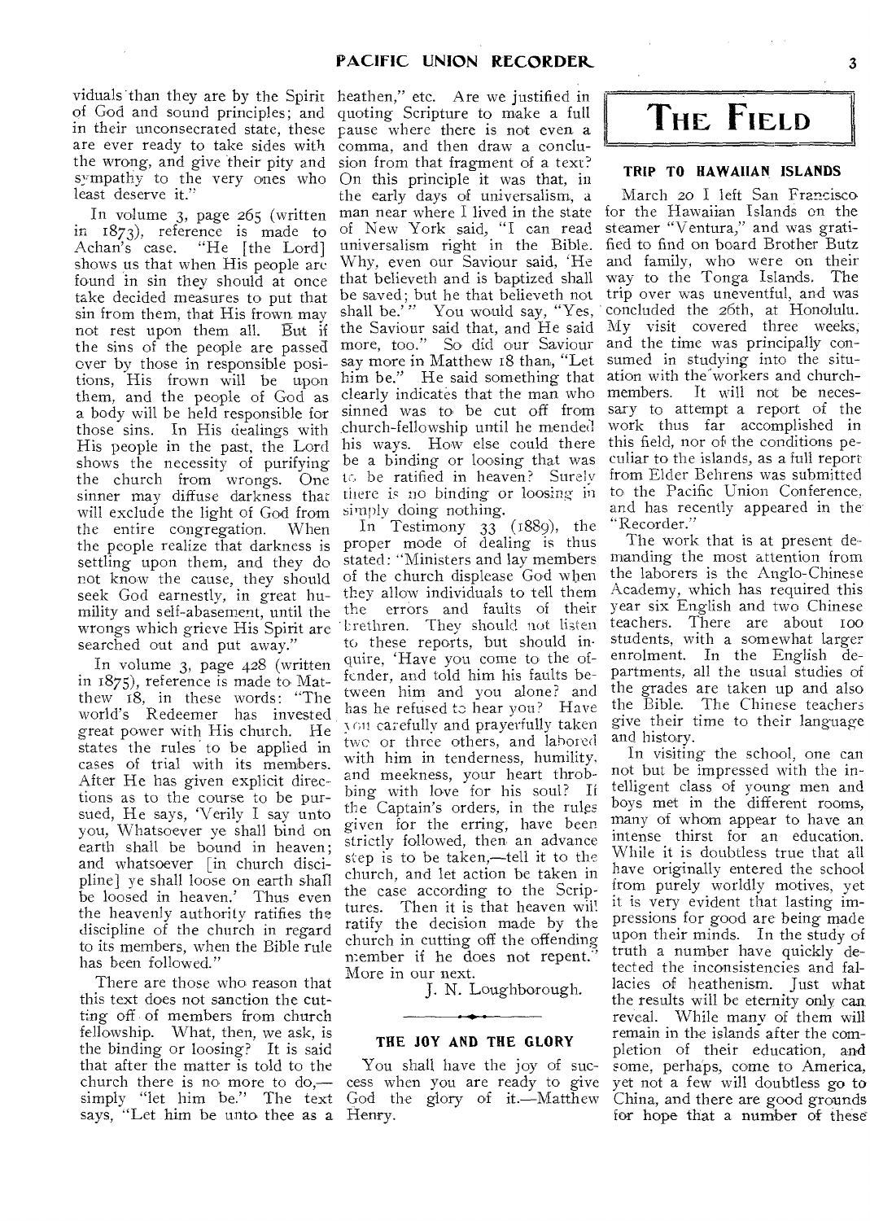viduals than they are by the Spirit of God and sound principles; and in their unconsecrated state, these are ever ready to take sides with the wrong, and give their pity and sympathy to the very ones who least deserve it."

In volume 3, page 265 (written in 1873), reference is made to Achan's case. "He [the Lord] shows us that when His people are found in sin they should at once take decided measures to put that sin from them, that His frown may not rest upon them all. But if the sins of the people are passed over by those in responsible positions, His frown will be upon them, and the people of God as a body will be held responsible for those sins. In His dealings with His people in the past, the Lord shows the necessity of purifying the church from wrongs. One sinner may diffuse darkness that will exclude the light of God from the entire congregation. When the people realize that darkness is settling upon them, and they do not know the cause, they should seek God earnestly, in great humility and self-abasement, until the wrongs which grieve His Spirit are searched out and put away."

In volume 3, page 428 (written in 1875), reference is made to Matthew 18, in these words: "The world's Redeemer has invested great power with His church. He states the rules to be applied in cases of trial with its members. After He has given explicit directions as to the course to be pursued, He says, 'Verily I say unto you, Whatsoever ye shall bind on earth shall be bound in heaven; and whatsoever [in church discipline] ye shall loose on earth shall be loosed in heaven.' Thus even the heavenly authority ratifies the discipline of the church in regard to its members, when the Bible rule has been followed."

There are those who reason that this text does not sanction the cutting off of members from church fellowship. What, then, we ask, is the binding or loosing? It is said that after the matter is told to the church there is no more to do,—simply "let him be." The text says, "Let him be unto thee as a heathen," etc. Are we justified in quoting Scripture to make a full pause where there is not even a comma, and then draw a conclusion from that fragment of a text? On this principle it was that, in the early days of universalism, a man near where I lived in the state of New York said, "I can read universalism right in the Bible. Why, even our Saviour said, 'He that believeth and is baptized shall be saved; but he that believeth not shall be.'" You would say, "Yes, the Saviour said that, and He said more, too." So did our Saviour say more in Matthew 18 than, "Let him be." He said something that clearly indicates that the man who sinned was to be cut off from church-fellowship until he mended his ways. How else could there be a binding or loosing that was to be ratified in heaven? Surely there is no binding or loosing in simply doing nothing.

In Testimony 33 (1889), the proper mode of dealing is thus stated: "Ministers and lay members of the church displease God when they allow individuals to tell them the errors and faults of their brethren. They should not listen to these reports, but should inquire, 'Have you come to the offender, and told him his faults between him and you alone? and has he refused to hear you? Have you carefully and prayerfully taken two or three others, and labored with him in tenderness, humility, and meekness, your heart throbbing with love for his soul? If the Captain's orders, in the rules given for the erring, have been strictly followed, then an advance step is to be taken,—tell it to the church, and let action be taken in the case according to the Scriptures. Then it is that heaven will ratify the decision made by the church in cutting off the offending member if he does not repent.'"

More in our next.

J. N. Loughborough.

### THE JOY AND THE GLORY

You shall have the joy of success when you are ready to give God the glory of it.—Matthew Henry.

# The Field

### TRIP TO HAWAIIAN ISLANDS

March 20 I left San Francisco for the Hawaiian Islands on the steamer "Ventura," and was gratified to find on board Brother Butz and family, who were on their way to the Tonga Islands. The trip over was uneventful, and was concluded the 26th, at Honolulu. My visit covered three weeks, and the time was principally consumed in studying into the situation with the workers and church-members. It will not be necessary to attempt a report of the work thus far accomplished in this field, nor of the conditions peculiar to the islands, as a full report from Elder Behrens was submitted to the Pacific Union Conference, and has recently appeared in the "Recorder."

The work that is at present demanding the most attention from the laborers is the Anglo-Chinese Academy, which has required this year six English and two Chinese teachers. There are about 100 students, with a somewhat larger enrolment. In the English departments, all the usual studies of the grades are taken up and also the Bible. The Chinese teachers give their time to their language and history.

In visiting the school, one can not but be impressed with the intelligent class of young men and boys met in the different rooms, many of whom appear to have an intense thirst for an education. While it is doubtless true that all have originally entered the school from purely worldly motives, yet it is very evident that lasting impressions for good are being made upon their minds. In the study of truth a number have quickly detected the inconsistencies and fallacies of heathenism. Just what the results will be eternity only can reveal. While many of them will remain in the islands after the completion of their education, and some, perhaps, come to America, yet not a few will doubtless go to China, and there are good grounds for hope that a number of these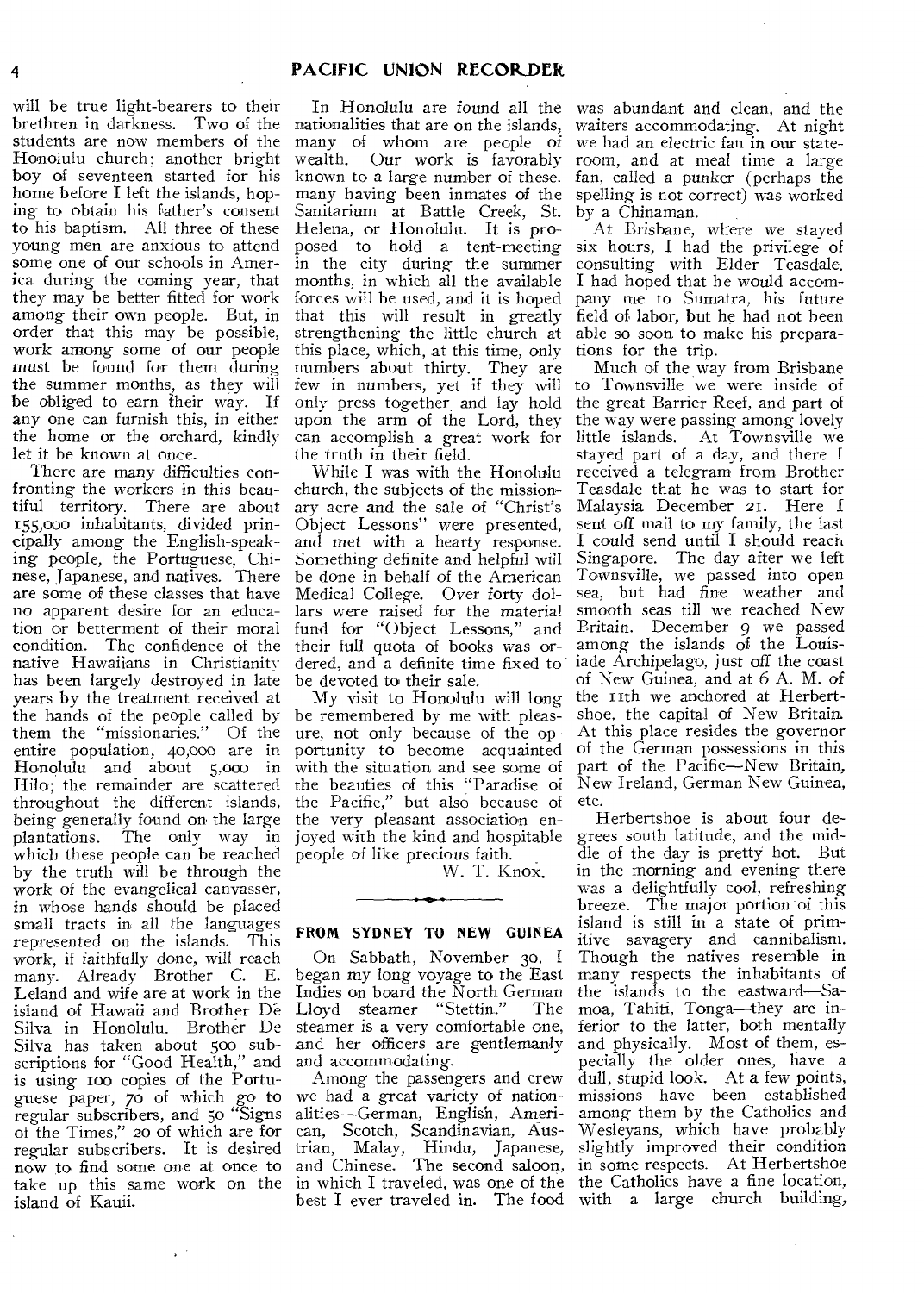will be true light-bearers to their brethren in darkness. Two of the students are now members of the Honolulu church; another bright boy of seventeen started for his home before I left the islands, hoping to obtain his father's consent to his baptism. All three of these young men are anxious to attend some one of our schools in America during the coming year, that they may be better fitted for work among their own people. But, in order that this may be possible, work among some of our people must be found for them during the summer months, as they will be obliged to earn their way. If any one can furnish this, in either the home or the orchard, kindly let it be known at once.

There are many difficulties confronting the workers in this beautiful territory. There are about 155,000 inhabitants, divided principally among the English-speaking people, the Portuguese, Chinese, Japanese, and natives. There are some of these classes that have no apparent desire for an education or betterment of their moral condition. The confidence of the native Hawaiians in Christianity has been largely destroyed in late years by the treatment received at the hands of the people called by them the "missionaries." Of the entire population, 40,000 are in Honolulu and about 5,000 in Hilo; the remainder are scattered throughout the different islands, being generally found on the large plantations. The only way in which these people can be reached by the truth will be through the work of the evangelical canvasser, in whose hands should be placed small tracts in all the languages represented on the islands. This work, if faithfully done, will reach many. Already Brother C. E. Leland and wife are at work in the island of Hawaii and Brother De Silva in Honolulu. Brother De Silva has taken about 500 subscriptions for "Good Health," and is using 100 copies of the Portuguese paper, 70 of which go to regular subscribers, and 50 "Signs of the Times," 20 of which are for regular subscribers. It is desired now to find some one at once to take up this same work on the island of Kauii.

In Honolulu are found all the nationalities that are on the islands, many of whom are people of wealth. Our work is favorably known to a large number of these, many having been inmates of the Sanitarium at Battle Creek, St. Helena, or Honolulu. It is proposed to hold a tent-meeting in the city during the summer months, in which all the available forces will be used, and it is hoped that this will result in greatly strengthening the little church at this place, which, at this time, only numbers about thirty. They are few in numbers, yet if they will only press together and lay hold upon the arm of the Lord, they can accomplish a great work for the truth in their field.

While I was with the Honolulu church, the subjects of the missionary acre and the sale of "Christ's Object Lessons" were presented, and met with a hearty response. Something definite and helpful will be done in behalf of the American Medical College. Over forty dollars were raised for the material fund for "Object Lessons," and their full quota of books was ordered, and a definite time fixed to be devoted to their sale.

My visit to Honolulu will long be remembered by me with pleasure, not only because of the opportunity to become acquainted with the situation and see some of the beauties of this "Paradise of the Pacific," but also because of the very pleasant association enjoyed with the kind and hospitable people of like precious faith.

W. T. Knox.

## FROM SYDNEY TO NEW GUINEA

On Sabbath, November 30, I began my long voyage to the East Indies on board the North German Lloyd steamer "Stettin." The steamer is a very comfortable one, and her officers are gentlemanly and accommodating.

Among the passengers and crew we had a great variety of nationalities—German, English, American, Scotch, Scandinavian, Austrian, Malay, Hindu, Japanese, and Chinese. The second saloon, in which I traveled, was one of the best I ever traveled in. The food was abundant and clean, and the waiters accommodating. At night we had an electric fan in our stateroom, and at meal time a large fan, called a punker (perhaps the spelling is not correct) was worked by a Chinaman.

At Brisbane, where we stayed six hours, I had the privilege of consulting with Elder Teasdale. I had hoped that he would accompany me to Sumatra, his future field of labor, but he had not been able so soon to make his preparations for the trip.

Much of the way from Brisbane to Townsville we were inside of the great Barrier Reef, and part of the way were passing among lovely little islands. At Townsville we stayed part of a day, and there I received a telegram from Brother Teasdale that he was to start for Malaysia December 21. Here I sent off mail to my family, the last I could send until I should reach Singapore. The day after we left Townsville, we passed into open sea, but had fine weather and smooth seas till we reached New Britain. December 9 we passed among the islands of the Louisiade Archipelago, just off the coast of New Guinea, and at 6 A. M. of the 11th we anchored at Herbertshoe, the capital of New Britain. At this place resides the governor of the German possessions in this part of the Pacific—New Britain, New Ireland, German New Guinea, etc.

Herbertshoe is about four degrees south latitude, and the middle of the day is pretty hot. But in the morning and evening there was a delightfully cool, refreshing breeze. The major portion of this island is still in a state of primitive savagery and cannibalism. Though the natives resemble in many respects the inhabitants of the islands to the eastward—Samoa, Tahiti, Tonga—they are inferior to the latter, both mentally and physically. Most of them, especially the older ones, have a dull, stupid look. At a few points, missions have been established among them by the Catholics and Wesleyans, which have probably slightly improved their condition in some respects. At Herbertshoe the Catholics have a fine location, with a large church building,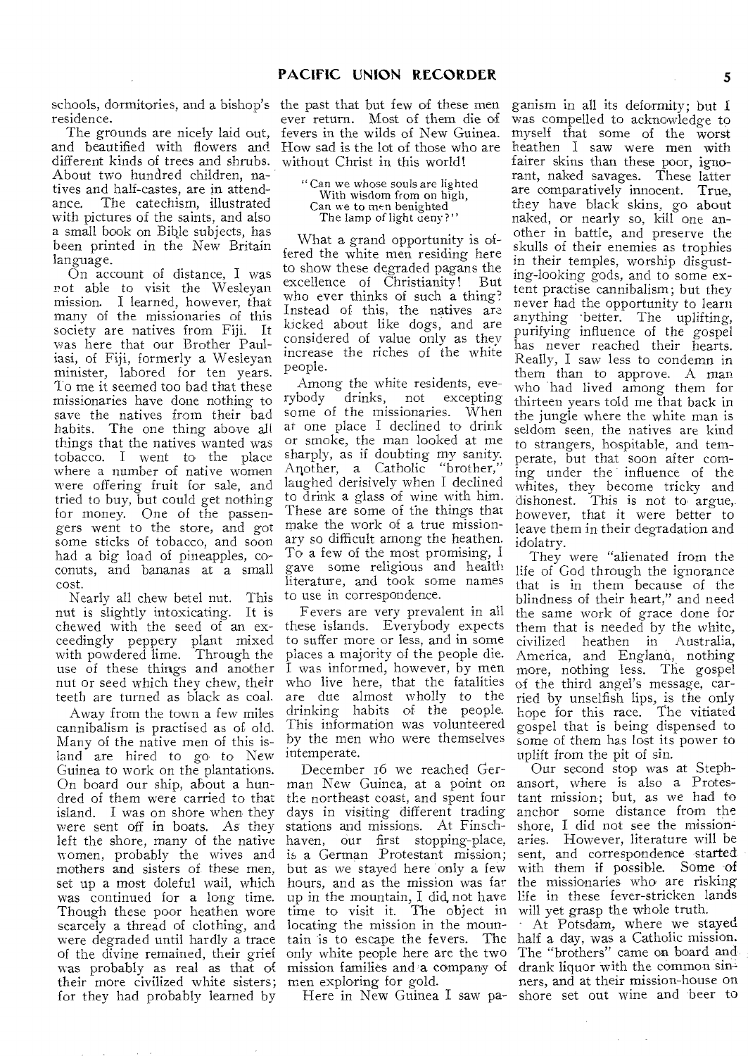schools, dormitories, and a bishop's residence.

The grounds are nicely laid out, and beautified with flowers and different kinds of trees and shrubs. About two hundred children, natives and half-castes, are in attendance. The catechism, illustrated with pictures of the saints, and also a small book on Bible subjects, has been printed in the New Britain language.

On account of distance, I was not able to visit the Wesleyan mission. I learned, however, that many of the missionaries of this society are natives from Fiji. It was here that our Brother Pauliasi, of Fiji, formerly a Wesleyan minister, labored for ten years. To me it seemed too bad that these missionaries have done nothing to save the natives from their bad habits. The one thing above all things that the natives wanted was tobacco. I went to the place where a number of native women were offering fruit for sale, and tried to buy, but could get nothing for money. One of the passengers went to the store, and got some sticks of tobacco, and soon had a big load of pineapples, coconuts, and bananas at a small cost.

Nearly all chew betel nut. This nut is slightly intoxicating. It is chewed with the seed of an exceedingly peppery plant mixed with powdered lime. Through the use of these things and another nut or seed which they chew, their teeth are turned as black as coal.

Away from the town a few miles cannibalism is practised as of old. Many of the native men of this island are hired to go to New Guinea to work on the plantations. On board our ship, about a hundred of them were carried to that island. I was on shore when they were sent off in boats. As they left the shore, many of the native women, probably the wives and mothers and sisters of these men, set up a most doleful wail, which was continued for a long time. Though these poor heathen wore scarcely a thread of clothing, and were degraded until hardly a trace of the divine remained, their grief was probably as real as that of their more civilized white sisters; for they had probably learned by the past that but few of these men ever return. Most of them die of fevers in the wilds of New Guinea. How sad is the lot of those who are without Christ in this world!

> "Can we whose souls are lighted
> With wisdom from on high,
> Can we to men benighted
> The lamp of light deny?"

What a grand opportunity is offered the white men residing here to show these degraded pagans the excellence of Christianity! But who ever thinks of such a thing? Instead of this, the natives are kicked about like dogs, and are considered of value only as they increase the riches of the white people.

Among the white residents, everybody drinks, not excepting some of the missionaries. When at one place I declined to drink or smoke, the man looked at me sharply, as if doubting my sanity. Another, a Catholic "brother," laughed derisively when I declined to drink a glass of wine with him. These are some of the things that make the work of a true missionary so difficult among the heathen. To a few of the most promising, I gave some religious and health literature, and took some names to use in correspondence.

Fevers are very prevalent in all these islands. Everybody expects to suffer more or less, and in some places a majority of the people die. I was informed, however, by men who live here, that the fatalities are due almost wholly to the drinking habits of the people. This information was volunteered by the men who were themselves intemperate.

December 16 we reached German New Guinea, at a point on the northeast coast, and spent four days in visiting different trading stations and missions. At Finschhaven, our first stopping-place, is a German Protestant mission; but as we stayed here only a few hours, and as the mission was far up in the mountain, I did not have time to visit it. The object in locating the mission in the mountain is to escape the fevers. The only white people here are the two mission families and a company of men exploring for gold.

Here in New Guinea I saw paganism in all its deformity; but I was compelled to acknowledge to myself that some of the worst heathen I saw were men with fairer skins than these poor, ignorant, naked savages. These latter are comparatively innocent. True, they have black skins, go about naked, or nearly so, kill one another in battle, and preserve the skulls of their enemies as trophies in their temples, worship disgusting-looking gods, and to some extent practise cannibalism; but they never had the opportunity to learn anything better. The uplifting, purifying influence of the gospel has never reached their hearts. Really, I saw less to condemn in them than to approve. A man who had lived among them for thirteen years told me that back in the jungle where the white man is seldom seen, the natives are kind to strangers, hospitable, and temperate, but that soon after coming under the influence of the whites, they become tricky and dishonest. This is not to argue, however, that it were better to leave them in their degradation and idolatry.

They were "alienated from the life of God through the ignorance that is in them because of the blindness of their heart," and need the same work of grace done for them that is needed by the white, civilized heathen in Australia, America, and England, nothing more, nothing less. The gospel of the third angel's message, carried by unselfish lips, is the only hope for this race. The vitiated gospel that is being dispensed to some of them has lost its power to uplift from the pit of sin.

Our second stop was at Stephansort, where is also a Protestant mission; but, as we had to anchor some distance from the shore, I did not see the missionaries. However, literature will be sent, and correspondence started with them if possible. Some of the missionaries who are risking life in these fever-stricken lands will yet grasp the whole truth.

At Potsdam, where we stayed half a day, was a Catholic mission. The "brothers" came on board and drank liquor with the common sinners, and at their mission-house on shore set out wine and beer to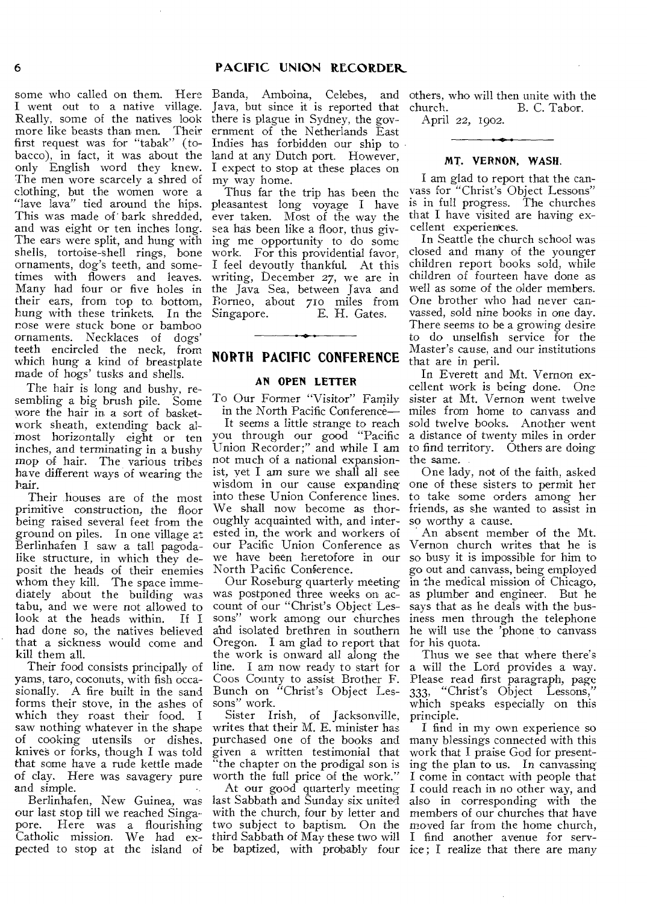some who called on them. Here I went out to a native village. Really, some of the natives look more like beasts than men. Their first request was for "tabak" (tobacco), in fact, it was about the only English word they knew. The men wore scarcely a shred of clothing, but the women wore a "lave lava" tied around the hips. This was made of bark shredded, and was eight or ten inches long. The ears were split, and hung with shells, tortoise-shell rings, bone ornaments, dog's teeth, and sometimes with flowers and leaves. Many had four or five holes in their ears, from top to bottom, hung with these trinkets. In the nose were stuck bone or bamboo ornaments. Necklaces of dogs' teeth encircled the neck, from which hung a kind of breastplate made of hogs' tusks and shells.

The hair is long and bushy, resembling a big brush pile. Some wore the hair in a sort of basketwork sheath, extending back almost horizontally eight or ten inches, and terminating in a bushy mop of hair. The various tribes have different ways of wearing the hair.

Their houses are of the most primitive construction, the floor being raised several feet from the ground on piles. In one village at Berlinhafen I saw a tall pagoda-like structure, in which they deposit the heads of their enemies whom they kill. The space immediately about the building was tabu, and we were not allowed to look at the heads within. If I had done so, the natives believed that a sickness would come and kill them all.

Their food consists principally of yams, taro, coconuts, with fish occasionally. A fire built in the sand forms their stove, in the ashes of which they roast their food. I saw nothing whatever in the shape of cooking utensils or dishes, knives or forks, though I was told that some have a rude kettle made of clay. Here was savagery pure and simple.

Berlinhafen, New Guinea, was our last stop till we reached Singapore. Here was a flourishing Catholic mission. We had expected to stop at the island of Banda, Amboina, Celebes, and Java, but since it is reported that there is plague in Sydney, the government of the Netherlands East Indies has forbidden our ship to land at any Dutch port. However, I expect to stop at these places on my way home.

Thus far the trip has been the pleasantest long voyage I have ever taken. Most of the way the sea has been like a floor, thus giving me opportunity to do some work. For this providential favor, I feel devoutly thankful. At this writing, December 27, we are in the Java Sea, between Java and Borneo, about 710 miles from Singapore.

E. H. Gates.

## NORTH PACIFIC CONFERENCE

### AN OPEN LETTER

To Our Former "Visitor" Family in the North Pacific Conference—

It seems a little strange to reach you through our good "Pacific Union Recorder;" and while I am not much of a national expansionist, yet I am sure we shall all see wisdom in our cause expanding into these Union Conference lines. We shall now become as thoroughly acquainted with, and interested in, the work and workers of our Pacific Union Conference as we have been heretofore in our North Pacific Conference.

Our Roseburg quarterly meeting was postponed three weeks on account of our "Christ's Object Lessons" work among our churches and isolated brethren in southern Oregon. I am glad to report that the work is onward all along the line. I am now ready to start for Coos County to assist Brother F. Bunch on "Christ's Object Lessons" work.

Sister Irish, of Jacksonville, writes that their M. E. minister has purchased one of the books and given a written testimonial that "the chapter on the prodigal son is worth the full price of the work."

At our good quarterly meeting last Sabbath and Sunday six united with the church, four by letter and two subject to baptism. On the third Sabbath of May these two will be baptized, with probably four others, who will then unite with the church.

B. C. Tabor.

April 22, 1902.

### MT. VERNON, WASH.

I am glad to report that the canvass for "Christ's Object Lessons" is in full progress. The churches that I have visited are having excellent experiences.

In Seattle the church school was closed and many of the younger children report books sold, while children of fourteen have done as well as some of the older members. One brother who had never canvassed, sold nine books in one day. There seems to be a growing desire to do unselfish service for the Master's cause, and our institutions that are in peril.

In Everett and Mt. Vernon excellent work is being done. One sister at Mt. Vernon went twelve miles from home to canvass and sold twelve books. Another went a distance of twenty miles in order to find territory. Others are doing the same.

One lady, not of the faith, asked one of these sisters to permit her to take some orders among her friends, as she wanted to assist in so worthy a cause.

An absent member of the Mt. Vernon church writes that he is so busy it is impossible for him to go out and canvass, being employed in the medical mission of Chicago, as plumber and engineer. But he says that as he deals with the business men through the telephone he will use the 'phone to canvass for his quota.

Thus we see that where there's a will the Lord provides a way. Please read first paragraph, page 333, "Christ's Object Lessons," which speaks especially on this principle.

I find in my own experience so many blessings connected with this work that I praise God for presenting the plan to us. In canvassing I come in contact with people that I could reach in no other way, and also in corresponding with the members of our churches that have moved far from the home church, I find another avenue for service; I realize that there are many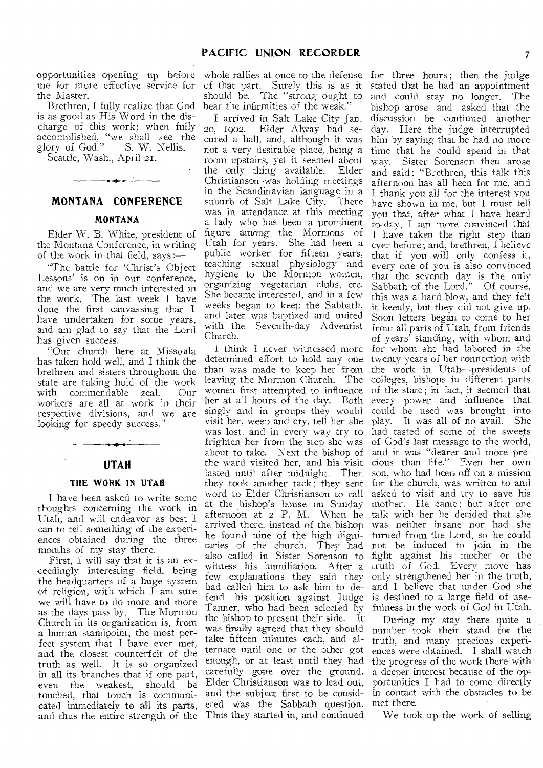opportunities opening up before me for more effective service for the Master.

Brethren, I fully realize that God is as good as His Word in the discharge of this work; when fully accomplished, "we shall see the glory of God." S. W. Nellis.

Seattle, Wash., April 21.

## MONTANA CONFERENCE

### MONTANA

Elder W. B. White, president of the Montana Conference, in writing of the work in that field, says:—

"The battle for 'Christ's Object Lessons' is on in our conference, and we are very much interested in the work. The last week I have done the first canvassing that I have undertaken for some years, and am glad to say that the Lord has given success.

"Our church here at Missoula has taken hold well, and I think the brethren and sisters throughout the state are taking hold of the work with commendable zeal. Our workers are all at work in their respective divisions, and we are looking for speedy success."

## UTAH

### THE WORK IN UTAH

I have been asked to write some thoughts concerning the work in Utah, and will endeavor as best I can to tell something of the experiences obtained during the three months of my stay there.

First, I will say that it is an exceedingly interesting field, being the headquarters of a huge system of religion, with which I am sure we will have to do more and more as the days pass by. The Mormon Church in its organization is, from a human standpoint, the most perfect system that I have ever met, and the closest counterfeit of the truth as well. It is so organized in all its branches that if one part, even the weakest, should be touched, that touch is communicated immediately to all its parts, and thus the entire strength of the whole rallies at once to the defense of that part. Surely this is as it should be. The "strong ought to bear the infirmities of the weak."

I arrived in Salt Lake City Jan. 20, 1902. Elder Alway had secured a hall, and, although it was not a very desirable place, being a room upstairs, yet it seemed about the only thing available. Elder Christianson was holding meetings in the Scandinavian language in a suburb of Salt Lake City. There was in attendance at this meeting a lady who has been a prominent figure among the Mormons of Utah for years. She had been a public worker for fifteen years, teaching sexual physiology and hygiene to the Mormon women, organizing vegetarian clubs, etc. She became interested, and in a few weeks began to keep the Sabbath, and later was baptized and united with the Seventh-day Adventist Church.

I think I never witnessed more determined effort to hold any one than was made to keep her from leaving the Mormon Church. The women first attempted to influence her at all hours of the day. Both singly and in groups they would visit her, weep and cry, tell her she was lost, and in every way try to frighten her from the step she was about to take. Next the bishop of the ward visited her, and his visit lasted until after midnight. Then they took another tack; they sent word to Elder Christianson to call at the bishop's house on Sunday afternoon at 2 P. M. When he arrived there, instead of the bishop he found nine of the high dignitaries of the church. They had also called in Sister Sorenson to witness his humiliation. After a few explanations they said they had called him to ask him to defend his position against Judge Tanner, who had been selected by the bishop to present their side. It was finally agreed that they should take fifteen minutes each, and alternate until one or the other got enough, or at least until they had carefully gone over the ground. Elder Christianson was to lead out, and the subject first to be considered was the Sabbath question. Thus they started in, and continued for three hours; then the judge stated that he had an appointment and could stay no longer. The bishop arose and asked that the discussion be continued another day. Here the judge interrupted him by saying that he had no more time that he could spend in that way. Sister Sorenson then arose and said: "Brethren, this talk this afternoon has all been for me, and I thank you all for the interest you have shown in me, but I must tell you that, after what I have heard to-day, I am more convinced that I have taken the right step than ever before; and, brethren, I believe that if you will only confess it, every one of you is also convinced that the seventh day is the only Sabbath of the Lord." Of course, this was a hard blow, and they felt it keenly, but they did not give up. Soon letters began to come to her from all parts of Utah, from friends of years' standing, with whom and for whom she had labored in the twenty years of her connection with the work in Utah—presidents of colleges, bishops in different parts of the state; in fact, it seemed that every power and influence that could be used was brought into play. It was all of no avail. She had tasted of some of the sweets of God's last message to the world, and it was "dearer and more precious than life." Even her own son, who had been off on a mission for the church, was written to and asked to visit and try to save his mother. He came; but after one talk with her he decided that she was neither insane nor had she turned from the Lord, so he could not be induced to join in the fight against his mother or the truth of God. Every move has only strengthened her in the truth, and I believe that under God she is destined to a large field of usefulness in the work of God in Utah.

During my stay there quite a number took their stand for the truth, and many precious experiences were obtained. I shall watch the progress of the work there with a deeper interest because of the opportunities I had to come directly in contact with the obstacles to be met there.

We took up the work of selling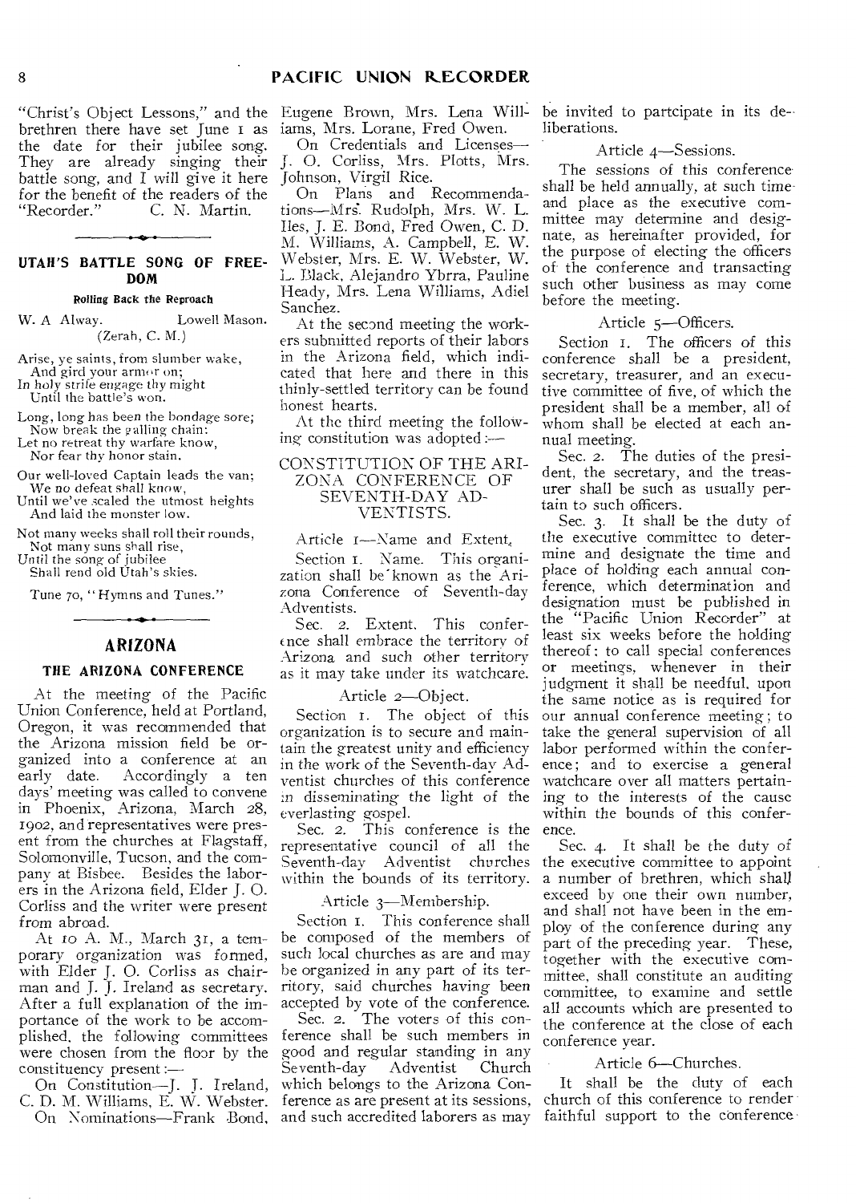"Christ's Object Lessons," and the brethren there have set June 1 as the date for their jubilee song. They are already singing their battle song, and I will give it here for the benefit of the readers of the "Recorder." C. N. Martin.

## UTAH'S BATTLE SONG OF FREEDOM

#### Rolling Back the Reproach

W. A Alway. Lowell Mason.
(Zerah, C. M.)

Arise, ye saints, from slumber wake,
And gird your armor on;
In holy strife engage thy might
Until the battle's won.

Long, long has been the bondage sore;
Now break the galling chain:
Let no retreat thy warfare know,
Nor fear thy honor stain.

Our well-loved Captain leads the van;
We no defeat shall know,
Until we've scaled the utmost heights
And laid the monster low.

Not many weeks shall roll their rounds,
Not many suns shall rise,
Until the song of jubilee
Shall rend old Utah's skies.

Tune 70, "Hymns and Tunes."

## ARIZONA

### THE ARIZONA CONFERENCE

At the meeting of the Pacific Union Conference, held at Portland, Oregon, it was recommended that the Arizona mission field be organized into a conference at an early date. Accordingly a ten days' meeting was called to convene in Phoenix, Arizona, March 28, 1902, and representatives were present from the churches at Flagstaff, Solomonville, Tucson, and the company at Bisbee. Besides the laborers in the Arizona field, Elder J. O. Corliss and the writer were present from abroad.

At 10 A. M., March 31, a temporary organization was formed, with Elder J. O. Corliss as chairman and J. J. Ireland as secretary. After a full explanation of the importance of the work to be accomplished, the following committees were chosen from the floor by the constituency present:—

On Constitution—J. J. Ireland, C. D. M. Williams, E. W. Webster.

On Nominations—Frank Bond, Eugene Brown, Mrs. Lena Williams, Mrs. Lorane, Fred Owen.

On Credentials and Licenses—J. O. Corliss, Mrs. Plotts, Mrs. Johnson, Virgil Rice.

On Plans and Recommendations—Mrs. Rudolph, Mrs. W. L. Iles, J. E. Bond, Fred Owen, C. D. M. Williams, A. Campbell, E. W. Webster, Mrs. E. W. Webster, W. L. Black, Alejandro Ybrra, Pauline Heady, Mrs. Lena Williams, Adiel Sanchez.

At the second meeting the workers submitted reports of their labors in the Arizona field, which indicated that here and there in this thinly-settled territory can be found honest hearts.

At the third meeting the following constitution was adopted:—

### CONSTITUTION OF THE ARIZONA CONFERENCE OF SEVENTH-DAY ADVENTISTS.

Article 1—Name and Extent.

Section 1. Name. This organization shall be known as the Arizona Conference of Seventh-day Adventists.

Sec. 2. Extent. This conference shall embrace the territory of Arizona and such other territory as it may take under its watchcare.

Article 2—Object.

Section 1. The object of this organization is to secure and maintain the greatest unity and efficiency in the work of the Seventh-day Adventist churches of this conference in disseminating the light of the everlasting gospel.

Sec. 2. This conference is the representative council of all the Seventh-day Adventist churches within the bounds of its territory.

Article 3—Membership.

Section 1. This conference shall be composed of the members of such local churches as are and may be organized in any part of its territory, said churches having been accepted by vote of the conference.

Sec. 2. The voters of this conference shall be such members in good and regular standing in any Seventh-day Adventist Church which belongs to the Arizona Conference as are present at its sessions, and such accredited laborers as may be invited to partcipate in its deliberations.

Article 4—Sessions.

The sessions of this conference shall be held annually, at such time and place as the executive committee may determine and designate, as hereinafter provided, for the purpose of electing the officers of the conference and transacting such other business as may come before the meeting.

Article 5—Officers.

Section 1. The officers of this conference shall be a president, secretary, treasurer, and an executive committee of five, of which the president shall be a member, all of whom shall be elected at each annual meeting.

Sec. 2. The duties of the president, the secretary, and the treasurer shall be such as usually pertain to such officers.

Sec. 3. It shall be the duty of the executive committee to determine and designate the time and place of holding each annual conference, which determination and designation must be published in the "Pacific Union Recorder" at least six weeks before the holding thereof: to call special conferences or meetings, whenever in their judgment it shall be needful, upon the same notice as is required for our annual conference meeting; to take the general supervision of all labor performed within the conference; and to exercise a general watchcare over all matters pertaining to the interests of the cause within the bounds of this conference.

Sec. 4. It shall be the duty of the executive committee to appoint a number of brethren, which shall exceed by one their own number, and shall not have been in the employ of the conference during any part of the preceding year. These, together with the executive committee, shall constitute an auditing committee, to examine and settle all accounts which are presented to the conference at the close of each conference year.

Article 6—Churches.

It shall be the duty of each church of this conference to render faithful support to the conference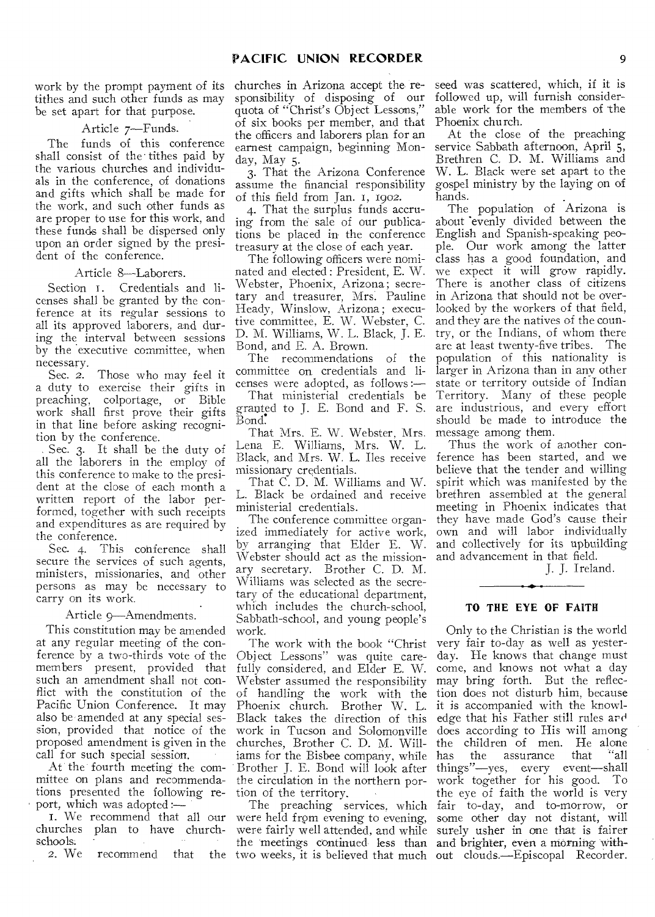work by the prompt payment of its tithes and such other funds as may be set apart for that purpose.

Article 7—Funds.

The funds of this conference shall consist of the tithes paid by the various churches and individuals in the conference, of donations and gifts which shall be made for the work, and such other funds as are proper to use for this work, and these funds shall be dispersed only upon an order signed by the president of the conference.

Article 8—Laborers.

Section 1. Credentials and licenses shall be granted by the conference at its regular sessions to all its approved laborers, and during the interval between sessions by the executive committee, when necessary.

Sec. 2. Those who may feel it a duty to exercise their gifts in preaching, colportage, or Bible work shall first prove their gifts in that line before asking recognition by the conference.

Sec. 3. It shall be the duty of all the laborers in the employ of this conference to make to the president at the close of each month a written report of the labor performed, together with such receipts and expenditures as are required by the conference.

Sec. 4. This conference shall secure the services of such agents, ministers, missionaries, and other persons as may be necessary to carry on its work.

Article 9—Amendments.

This constitution may be amended at any regular meeting of the conference by a two-thirds vote of the members present, provided that such an amendment shall not conflict with the constitution of the Pacific Union Conference. It may also be amended at any special session, provided that notice of the proposed amendment is given in the call for such special session.

At the fourth meeting the committee on plans and recommendations presented the following report, which was adopted:—

1. We recommend that all our churches plan to have church-schools.

2. We recommend that the churches in Arizona accept the responsibility of disposing of our quota of "Christ's Object Lessons," of six books per member, and that the officers and laborers plan for an earnest campaign, beginning Monday, May 5.

3. That the Arizona Conference assume the financial responsibility of this field from Jan. 1, 1902.

4. That the surplus funds accruing from the sale of our publications be placed in the conference treasury at the close of each year.

The following officers were nominated and elected: President, E. W. Webster, Phoenix, Arizona; secretary and treasurer, Mrs. Pauline Heady, Winslow, Arizona; executive committee, E. W. Webster, C. D. M. Williams, W. L. Black, J. E. Bond, and E. A. Brown.

The recommendations of the committee on credentials and licenses were adopted, as follows:—

That ministerial credentials be granted to J. E. Bond and F. S. Bond.

That Mrs. E. W. Webster, Mrs. Lena E. Williams, Mrs. W. L. Black, and Mrs. W. L. Iles receive missionary credentials.

That C. D. M. Williams and W. L. Black be ordained and receive ministerial credentials.

The conference committee organized immediately for active work, by arranging that Elder E. W. Webster should act as the missionary secretary. Brother C. D. M. Williams was selected as the secretary of the educational department, which includes the church-school, Sabbath-school, and young people's work.

The work with the book "Christ Object Lessons" was quite carefully considered, and Elder E. W. Webster assumed the responsibility of handling the work with the Phoenix church. Brother W. L. Black takes the direction of this work in Tucson and Solomonville churches, Brother C. D. M. Williams for the Bisbee company, while Brother J. E. Bond will look after the circulation in the northern portion of the territory.

The preaching services, which were held from evening to evening, were fairly well attended, and while the meetings continued less than two weeks, it is believed that much seed was scattered, which, if it is followed up, will furnish considerable work for the members of the Phoenix church.

At the close of the preaching service Sabbath afternoon, April 5, Brethren C. D. M. Williams and W. L. Black were set apart to the gospel ministry by the laying on of hands.

The population of Arizona is about evenly divided between the English and Spanish-speaking people. Our work among the latter class has a good foundation, and we expect it will grow rapidly. There is another class of citizens in Arizona that should not be overlooked by the workers of that field, and they are the natives of the country, or the Indians, of whom there are at least twenty-five tribes. The population of this nationality is larger in Arizona than in any other state or territory outside of Indian Territory. Many of these people are industrious, and every effort should be made to introduce the message among them.

Thus the work of another conference has been started, and we believe that the tender and willing spirit which was manifested by the brethren assembled at the general meeting in Phoenix indicates that they have made God's cause their own and will labor individually and collectively for its upbuilding and advancement in that field.

J. J. Ireland.

---

## TO THE EYE OF FAITH

Only to the Christian is the world very fair to-day as well as yesterday. He knows that change must come, and knows not what a day may bring forth. But the reflection does not disturb him, because it is accompanied with the knowledge that his Father still rules and does according to His will among the children of men. He alone has the assurance that "all things"—yes, every event—shall work together for his good. To the eye of faith the world is very fair to-day, and to-morrow, or some other day not distant, will surely usher in one that is fairer and brighter, even a morning without clouds.—Episcopal Recorder.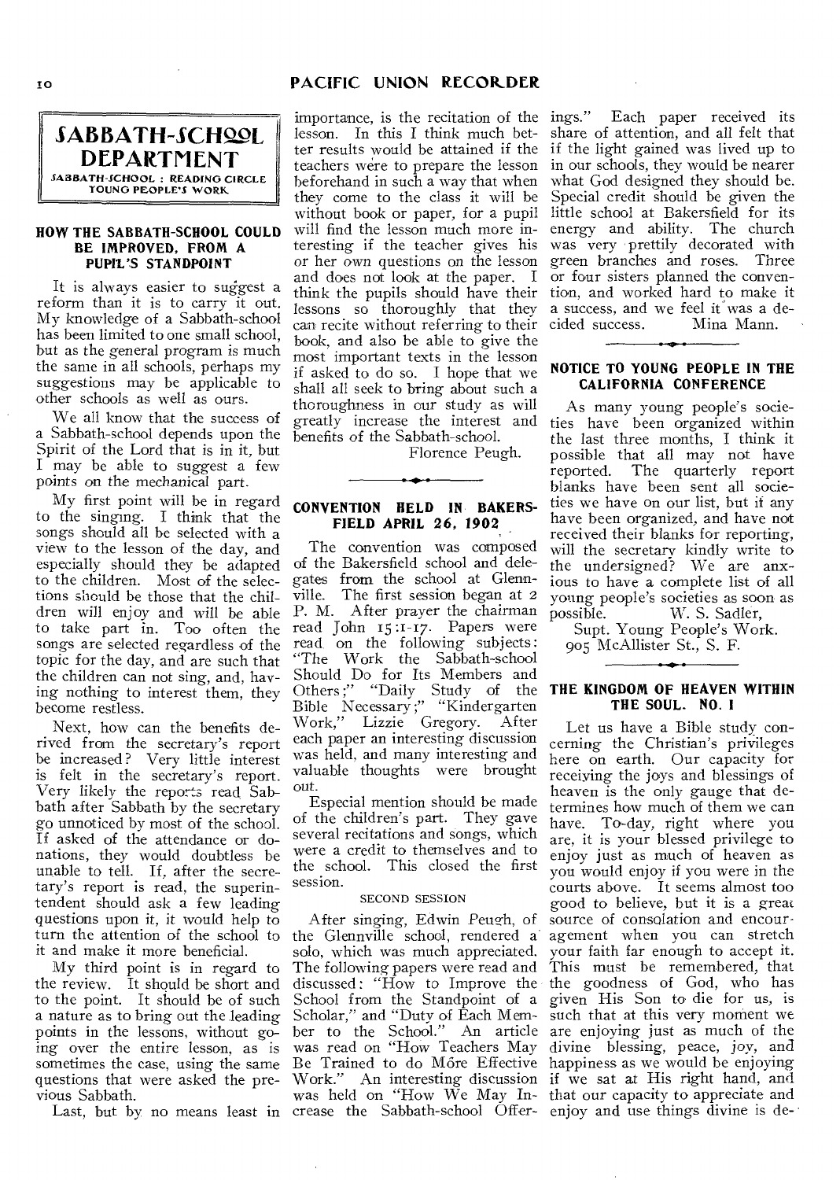# SABBATH-SCHOOL DEPARTMENT

SABBATH-SCHOOL : READING CIRCLE
YOUNG PEOPLE'S WORK

### HOW THE SABBATH-SCHOOL COULD BE IMPROVED, FROM A PUPIL'S STANDPOINT

It is always easier to suggest a reform than it is to carry it out. My knowledge of a Sabbath-school has been limited to one small school, but as the general program is much the same in all schools, perhaps my suggestions may be applicable to other schools as well as ours.

We all know that the success of a Sabbath-school depends upon the Spirit of the Lord that is in it, but I may be able to suggest a few points on the mechanical part.

My first point will be in regard to the singing. I think that the songs should all be selected with a view to the lesson of the day, and especially should they be adapted to the children. Most of the selections should be those that the children will enjoy and will be able to take part in. Too often the songs are selected regardless of the topic for the day, and are such that the children can not sing, and, having nothing to interest them, they become restless.

Next, how can the benefits derived from the secretary's report be increased? Very little interest is felt in the secretary's report. Very likely the reports read Sabbath after Sabbath by the secretary go unnoticed by most of the school. If asked of the attendance or donations, they would doubtless be unable to tell. If, after the secretary's report is read, the superintendent should ask a few leading questions upon it, it would help to turn the attention of the school to it and make it more beneficial.

My third point is in regard to the review. It should be short and to the point. It should be of such a nature as to bring out the leading points in the lessons, without going over the entire lesson, as is sometimes the case, using the same questions that were asked the previous Sabbath.

Last, but by no means least in importance, is the recitation of the lesson. In this I think much better results would be attained if the teachers were to prepare the lesson beforehand in such a way that when they come to the class it will be without book or paper, for a pupil will find the lesson much more interesting if the teacher gives his or her own questions on the lesson and does not look at the paper. I think the pupils should have their lessons so thoroughly that they can recite without referring to their book, and also be able to give the most important texts in the lesson if asked to do so. I hope that we shall all seek to bring about such a thoroughness in our study as will greatly increase the interest and benefits of the Sabbath-school.

Florence Peugh.

### CONVENTION HELD IN BAKERSFIELD APRIL 26, 1902

The convention was composed of the Bakersfield school and delegates from the school at Glennville. The first session began at 2 P. M. After prayer the chairman read John 15:1-17. Papers were read on the following subjects: "The Work the Sabbath-school Should Do for Its Members and Others;" "Daily Study of the Bible Necessary;" "Kindergarten Work," Lizzie Gregory. After each paper an interesting discussion was held, and many interesting and valuable thoughts were brought out.

Especial mention should be made of the children's part. They gave several recitations and songs, which were a credit to themselves and to the school. This closed the first session.

#### SECOND SESSION

After singing, Edwin Peugh, of the Glennville school, rendered a solo, which was much appreciated. The following papers were read and discussed: "How to Improve the School from the Standpoint of a Scholar," and "Duty of Each Member to the School." An article was read on "How Teachers May Be Trained to do More Effective Work." An interesting discussion was held on "How We May Increase the Sabbath-school Offerings." Each paper received its share of attention, and all felt that if the light gained was lived up to in our schools, they would be nearer what God designed they should be. Special credit should be given the little school at Bakersfield for its energy and ability. The church was very prettily decorated with green branches and roses. Three or four sisters planned the convention, and worked hard to make it a success, and we feel it was a decided success.

Mina Mann.

### NOTICE TO YOUNG PEOPLE IN THE CALIFORNIA CONFERENCE

As many young people's societies have been organized within the last three months, I think it possible that all may not have reported. The quarterly report blanks have been sent all societies we have on our list, but if any have been organized, and have not received their blanks for reporting, will the secretary kindly write to the undersigned? We are anxious to have a complete list of all young people's societies as soon as possible.

W. S. Sadler,
Supt. Young People's Work.
905 McAllister St., S. F.

### THE KINGDOM OF HEAVEN WITHIN THE SOUL. NO. I

Let us have a Bible study concerning the Christian's privileges here on earth. Our capacity for receiving the joys and blessings of heaven is the only gauge that determines how much of them we can have. To-day, right where you are, it is your blessed privilege to enjoy just as much of heaven as you would enjoy if you were in the courts above. It seems almost too good to believe, but it is a great source of consolation and encouragement when you can stretch your faith far enough to accept it. This must be remembered, that the goodness of God, who has given His Son to die for us, is such that at this very moment we are enjoying just as much of the divine blessing, peace, joy, and happiness as we would be enjoying if we sat at His right hand, and that our capacity to appreciate and enjoy and use things divine is de-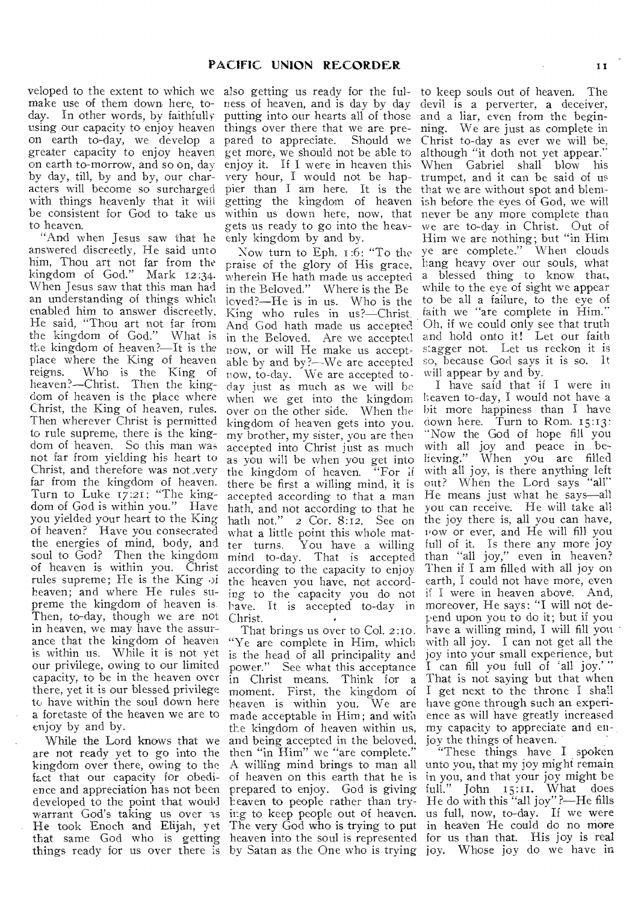veloped to the extent to which we make use of them down here, to-day. In other words, by faithfully using our capacity to enjoy heaven on earth to-day, we develop a greater capacity to enjoy heaven on earth to-morrow, and so on, day by day, till, by and by, our characters will become so surcharged with things heavenly that it will be consistent for God to take us to heaven.

"And when Jesus saw that he answered discreetly, He said unto him, Thou art not far from the kingdom of God." Mark 12:34. When Jesus saw that this man had an understanding of things which enabled him to answer discreetly, He said, "Thou art not far from the kingdom of God." What is the kingdom of heaven?—It is the place where the King of heaven reigns. Who is the King of heaven?—Christ. Then the kingdom of heaven is the place where Christ, the King of heaven, rules. Then wherever Christ is permitted to rule supreme, there is the kingdom of heaven. So this man was not far from yielding his heart to Christ, and therefore was not very far from the kingdom of heaven. Turn to Luke 17:21: "The kingdom of God is within you." Have you yielded your heart to the King of heaven? Have you consecrated the energies of mind, body, and soul to God? Then the kingdom of heaven is within you. Christ rules supreme; He is the King of heaven; and where He rules supreme the kingdom of heaven is. Then, to-day, though we are not in heaven, we may have the assurance that the kingdom of heaven is within us. While it is not yet our privilege, owing to our limited capacity, to be in the heaven over there, yet it is our blessed privilege to have within the soul down here a foretaste of the heaven we are to enjoy by and by.

While the Lord knows that we are not ready yet to go into the kingdom over there, owing to the fact that our capacity for obedience and appreciation has not been developed to the point that would warrant God's taking us over as He took Enoch and Elijah, yet that same God who is getting things ready for us over there is also getting us ready for the fulness of heaven, and is day by day putting into our hearts all of those things over there that we are prepared to appreciate. Should we get more, we should not be able to enjoy it. If I were in heaven this very hour, I would not be happier than I am here. It is the getting the kingdom of heaven within us down here, now, that gets us ready to go into the heavenly kingdom by and by.

Now turn to Eph. 1:6: "To the praise of the glory of His grace, wherein He hath made us accepted in the Beloved." Where is the Beloved?—He is in us. Who is the King who rules in us?—Christ. And God hath made us accepted in the Beloved. Are we accepted now, or will He make us acceptable by and by?—We are accepted now, to-day. We are accepted to-day just as much as we will be when we get into the kingdom over on the other side. When the kingdom of heaven gets into you, my brother, my sister, you are then accepted into Christ just as much as you will be when you get into the kingdom of heaven. "For if there be first a willing mind, it is accepted according to that a man hath, and not according to that he hath not." 2 Cor. 8:12. See on what a little point this whole matter turns. You have a willing mind to-day. That is accepted according to the capacity to enjoy the heaven you have, not according to the capacity you do not have. It is accepted to-day in Christ.

That brings us over to Col. 2:10. "Ye are complete in Him, which is the head of all principality and power." See what this acceptance in Christ means. Think for a moment. First, the kingdom of heaven is within you. We are made acceptable in Him; and with the kingdom of heaven within us, and being accepted in the beloved, then "in Him" we "are complete." A willing mind brings to man all of heaven on this earth that he is prepared to enjoy. God is giving heaven to people rather than trying to keep people out of heaven. The very God who is trying to put heaven into the soul is represented by Satan as the One who is trying to keep souls out of heaven. The devil is a perverter, a deceiver, and a liar, even from the beginning. We are just as complete in Christ to-day as ever we will be, although "it doth not yet appear." When Gabriel shall blow his trumpet, and it can be said of us that we are without spot and blemish before the eyes of God, we will never be any more complete than we are to-day in Christ. Out of Him we are nothing; but "in Him ye are complete." When clouds hang heavy over our souls, what a blessed thing to know that, while to the eye of sight we appear to be all a failure, to the eye of faith we "are complete in Him." Oh, if we could only see that truth and hold onto it! Let our faith stagger not. Let us reckon it is so, because God says it is so. It will appear by and by.

I have said that if I were in heaven to-day, I would not have a bit more happiness than I have down here. Turn to Rom. 15:13: "Now the God of hope fill you with all joy and peace in believing." When you are filled with all joy, is there anything left out? When the Lord says "all" He means just what he says—all you can receive. He will take all the joy there is, all you can have, now or ever, and He will fill you full of it. Is there any more joy than "all joy," even in heaven? Then if I am filled with all joy on earth, I could not have more, even if I were in heaven above. And, moreover, He says: "I will not depend upon you to do it; but if you have a willing mind, I will fill you with all joy. I can not get all the joy into your small experience, but I can fill you full of 'all joy.'" That is not saying but that when I get next to the throne I shall have gone through such an experience as will have greatly increased my capacity to appreciate and enjoy the things of heaven.

"These things have I spoken unto you, that my joy might remain in you, and that your joy might be full." John 15:11. What does He do with this "all joy"?—He fills us full, now, to-day. If we were in heaven He could do no more for us than that. His joy is real joy. Whose joy do we have in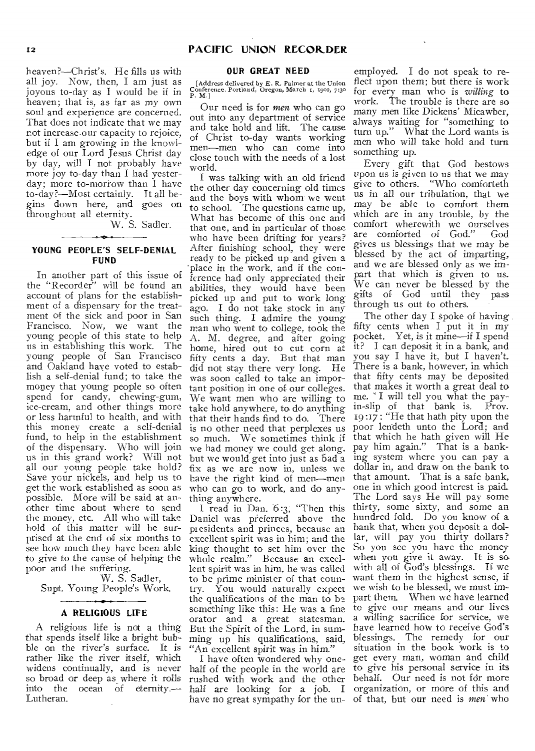heaven?—Christ's. He fills us with all joy. Now, then, I am just as joyous to-day as I would be if in heaven; that is, as far as my own soul and experience are concerned. That does not indicate that we may not increase our capacity to rejoice, but if I am growing in the knowledge of our Lord Jesus Christ day by day, will I not probably have more joy to-day than I had yesterday; more to-morrow than I have to-day?—Most certainly. It all begins down here, and goes on throughout all eternity.

W. S. Sadler.

## YOUNG PEOPLE'S SELF-DENIAL FUND

In another part of this issue of the "Recorder" will be found an account of plans for the establishment of a dispensary for the treatment of the sick and poor in San Francisco. Now, we want the young people of this state to help us in establishing this work. The young people of San Francisco and Oakland have voted to establish a self-denial fund; to take the money that young people so often spend for candy, chewing-gum, ice-cream, and other things more or less harmful to health, and with this money create a self-denial fund, to help in the establishment of the dispensary. Who will join us in this grand work? Will not all our young people take hold? Save your nickels, and help us to get the work established as soon as possible. More will be said at another time about where to send the money, etc. All who will take hold of this matter will be surprised at the end of six months to see how much they have been able to give to the cause of helping the poor and the suffering.

W. S. Sadler,
Supt. Young People's Work.

## A RELIGIOUS LIFE

A religious life is not a thing that spends itself like a bright bubble on the river's surface. It is rather like the river itself, which widens continually, and is never so broad or deep as where it rolls into the ocean of eternity.—Lutheran.

## OUR GREAT NEED

[Address delivered by E. R. Palmer at the Union Conference, Portland, Oregon, March 1, 1902, 7:30 P. M.]

Our need is for *men* who can go out into any department of service and take hold and lift. The cause of Christ to-day wants working men—men who can come into close touch with the needs of a lost world.

I was talking with an old friend the other day concerning old times and the boys with whom we went to school. The questions came up, What has become of this one and that one, and in particular of those who have been drifting for years? After finishing school, they were ready to be picked up and given a place in the work, and if the conference had only appreciated their abilities, they would have been picked up and put to work long ago. I do not take stock in any such thing. I admire the young man who went to college, took the A. M. degree, and after going home, hired out to cut corn at fifty cents a day. But that man did not stay there very long. He was soon called to take an important position in one of our colleges. We want men who are willing to take hold anywhere, to do anything that their hands find to do. There is no other need that perplexes us so much. We sometimes think if we had money we could get along, but we would get into just as bad a fix as we are now in, unless we have the right kind of men—men who can go to work, and do anything anywhere.

I read in Dan. 6:3, "Then this Daniel was preferred above the presidents and princes, because an excellent spirit was in him; and the king thought to set him over the whole realm." Because an excellent spirit was in him, he was called to be prime minister of that country. You would naturally expect the qualifications of the man to be something like this: He was a fine orator and a great statesman. But the Spirit of the Lord, in summing up his qualifications, said, "An excellent spirit was in him."

I have often wondered why one-half of the people in the world are rushed with work and the other half are looking for a job. I have no great sympathy for the unemployed. I do not speak to reflect upon them; but there is work for every man who is *willing* to work. The trouble is there are so many men like Dickens' Micawber, always waiting for "something to turn up." What the Lord wants is men who will take hold and turn something up.

Every gift that God bestows upon us is given to us that we may give to others. "Who comforteth us in all our tribulation, that we may be able to comfort them which are in any trouble, by the comfort wherewith we ourselves are comforted of God." God gives us blessings that we may be blessed by the act of imparting, and we are blessed only as we impart that which is given to us. We can never be blessed by the gifts of God until they pass through us out to others.

The other day I spoke of having fifty cents when I put it in my pocket. Yet, is it mine—if I spend it? I can deposit it in a bank, and you say I have it, but I haven't. There is a bank, however, in which that fifty cents may be deposited that makes it worth a great deal to me. I will tell you what the pay-in-slip of that bank is. Prov. 19:17: "He that hath pity upon the poor lendeth unto the Lord; and that which he hath given will He pay him again." That is a banking system where you can pay a dollar in, and draw on the bank to that amount. That is a safe bank, one in which good interest is paid. The Lord says He will pay some thirty, some sixty, and some an hundred fold. Do you know of a bank that, when you deposit a dollar, will pay you thirty dollars? So you see you have the money when you give it away. It is so with all of God's blessings. If we want them in the highest sense, if we wish to be blessed, we must impart them. When we have learned to give our means and our lives a willing sacrifice for service, we have learned how to receive God's blessings. The remedy for our situation in the book work is to get every man, woman and child to give his personal service in its behalf. Our need is not for more organization, or more of this and of that, but our need is *men* who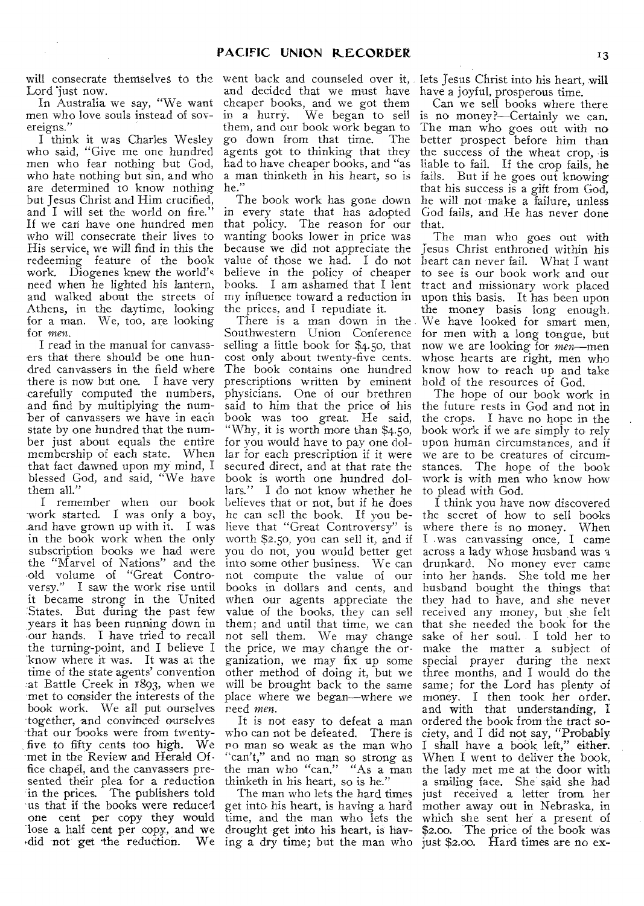will consecrate themselves to the Lord just now.

In Australia we say, "We want men who love souls instead of sovereigns."

I think it was Charles Wesley who said, "Give me one hundred men who fear nothing but God, who hate nothing but sin, and who are determined to know nothing but Jesus Christ and Him crucified, and I will set the world on fire." If we can have one hundred men who will consecrate their lives to His service, we will find in this the redeeming feature of the book work. Diogenes knew the world's need when he lighted his lantern, and walked about the streets of Athens, in the daytime, looking for a man. We, too, are looking for *men*.

I read in the manual for canvassers that there should be one hundred canvassers in the field where there is now but one. I have very carefully computed the numbers, and find by multiplying the number of canvassers we have in each state by one hundred that the number just about equals the entire membership of each state. When that fact dawned upon my mind, I blessed God, and said, "We have them all."

I remember when our book work started. I was only a boy, and have grown up with it. I was in the book work when the only subscription books we had were the "Marvel of Nations" and the old volume of "Great Controversy." I saw the work rise until it became strong in the United States. But during the past few years it has been running down in our hands. I have tried to recall the turning-point, and I believe I know where it was. It was at the time of the state agents' convention at Battle Creek in 1893, when we met to consider the interests of the book work. We all put ourselves together, and convinced ourselves that our books were from twenty-five to fifty cents too high. We met in the Review and Herald Office chapel, and the canvassers presented their plea for a reduction in the prices. The publishers told us that if the books were reduced one cent per copy they would lose a half cent per copy, and we did not get the reduction. We went back and counseled over it, and decided that we must have cheaper books, and we got them in a hurry. We began to sell them, and our book work began to go down from that time. The agents got to thinking that they had to have cheaper books, and "as a man thinketh in his heart, so is he."

The book work has gone down in every state that has adopted that policy. The reason for our wanting books lower in price was because we did not appreciate the value of those we had. I do not believe in the policy of cheaper books. I am ashamed that I lent my influence toward a reduction in the prices, and I repudiate it.

There is a man down in the Southwestern Union Conference selling a little book for $4.50, that cost only about twenty-five cents. The book contains one hundred prescriptions written by eminent physicians. One of our brethren said to him that the price of his book was too great. He said, "Why, it is worth more than $4.50, for you would have to pay one dollar for each prescription if it were secured direct, and at that rate the book is worth one hundred dollars." I do not know whether he believes that or not, but if he does he can sell the book. If you believe that "Great Controversy" is worth $2.50, you can sell it, and if you do not, you would better get into some other business. We can not compute the value of our books in dollars and cents, and when our agents appreciate the value of the books, they can sell them; and until that time, we can not sell them. We may change the price, we may change the organization, we may fix up some other method of doing it, but we will be brought back to the same place where we began—where we need *men*.

It is not easy to defeat a man who can not be defeated. There is no man so weak as the man who "can't," and no man so strong as the man who "can." "As a man thinketh in his heart, so is he."

The man who lets the hard times get into his heart, is having a hard time, and the man who lets the drought get into his heart, is having a dry time; but the man who lets Jesus Christ into his heart, will have a joyful, prosperous time.

Can we sell books where there is no money?—Certainly we can. The man who goes out with no better prospect before him than the success of the wheat crop, is liable to fail. If the crop fails, he fails. But if he goes out knowing that his success is a gift from God, he will not make a failure, unless God fails, and He has never done that.

The man who goes out with Jesus Christ enthroned within his heart can never fail. What I want to see is our book work and our tract and missionary work placed upon this basis. It has been upon the money basis long enough. We have looked for smart men, for men with a long tongue, but now we are looking for *men*—men whose hearts are right, men who know how to reach up and take hold of the resources of God.

The hope of our book work in the future rests in God and not in the crops. I have no hope in the book work if we are simply to rely upon human circumstances, and if we are to be creatures of circumstances. The hope of the book work is with men who know how to plead with God.

I think you have now discovered the secret of how to sell books where there is no money. When I was canvassing once, I came across a lady whose husband was a drunkard. No money ever came into her hands. She told me her husband bought the things that they had to have, and she never received any money, but she felt that she needed the book for the sake of her soul. I told her to make the matter a subject of special prayer during the next three months, and I would do the same; for the Lord has plenty of money. I then took her order, and with that understanding, I ordered the book from the tract society, and I did not say, "Probably I shall have a book left," either. When I went to deliver the book, the lady met me at the door with a smiling face. She said she had just received a letter from her mother away out in Nebraska, in which she sent her a present of $2.00. The price of the book was just $2.00. Hard times are no ex-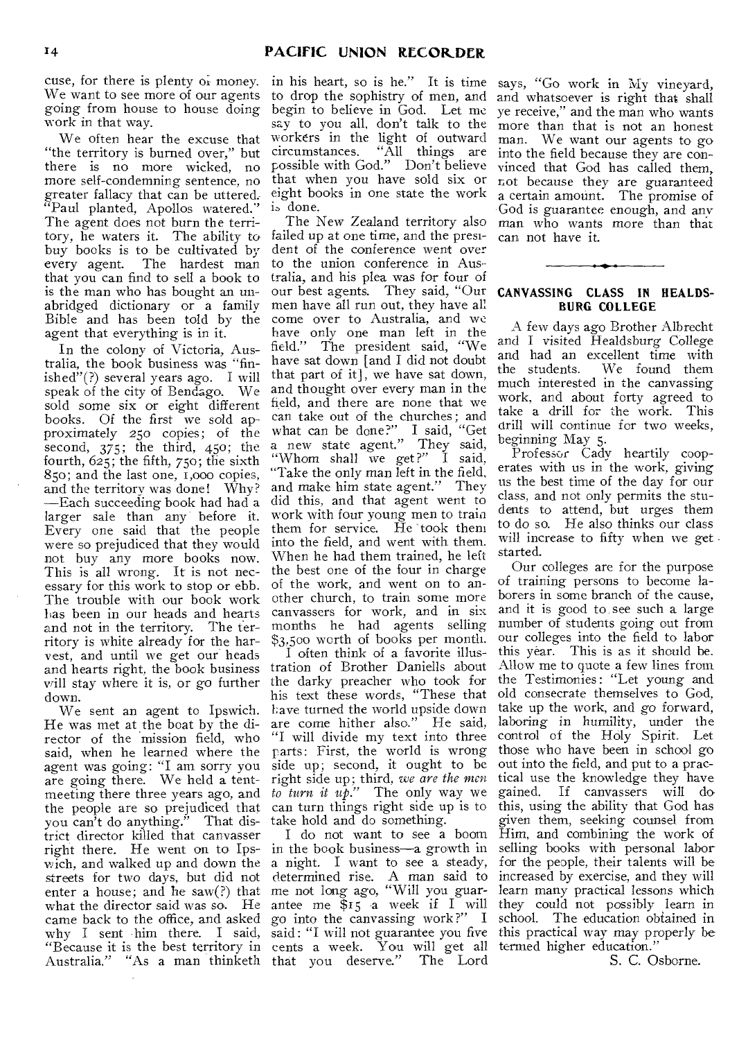cuse, for there is plenty of money. We want to see more of our agents going from house to house doing work in that way.

We often hear the excuse that "the territory is burned over," but there is no more wicked, no more self-condemning sentence, no greater fallacy that can be uttered. "Paul planted, Apollos watered." The agent does not burn the territory, he waters it. The ability to buy books is to be cultivated by every agent. The hardest man that you can find to sell a book to is the man who has bought an unabridged dictionary or a family Bible and has been told by the agent that everything is in it.

In the colony of Victoria, Australia, the book business was "finished"(?) several years ago. I will speak of the city of Bendago. We sold some six or eight different books. Of the first we sold approximately 250 copies; of the second, 375; the third, 450; the fourth, 625; the fifth, 750; the sixth 850; and the last one, 1,000 copies, and the territory was done! Why? —Each succeeding book had had a larger sale than any before it. Every one said that the people were so prejudiced that they would not buy any more books now. This is all wrong. It is not necessary for this work to stop or ebb. The trouble with our book work has been in our heads and hearts and not in the territory. The territory is white already for the harvest, and until we get our heads and hearts right, the book business will stay where it is, or go further down.

We sent an agent to Ipswich. He was met at the boat by the director of the mission field, who said, when he learned where the agent was going: "I am sorry you are going there. We held a tent-meeting there three years ago, and the people are so prejudiced that you can't do anything." That district director killed that canvasser right there. He went on to Ipswich, and walked up and down the streets for two days, but did not enter a house; and he saw(?) that what the director said was so. He came back to the office, and asked why I sent him there. I said, "Because it is the best territory in Australia." "As a man thinketh in his heart, so is he." It is time to drop the sophistry of men, and begin to believe in God. Let me say to you all, don't talk to the workers in the light of outward circumstances. "All things are possible with God." Don't believe that when you have sold six or eight books in one state the work is done.

The New Zealand territory also failed up at one time, and the president of the conference went over to the union conference in Australia, and his plea was for four of our best agents. They said, "Our men have all run out, they have all come over to Australia, and we have only one man left in the field." The president said, "We have sat down [and I did not doubt that part of it], we have sat down, and thought over every man in the field, and there are none that we can take out of the churches; and what can be done?" I said, "Get a new state agent." They said, "Whom shall we get?" I said, "Take the only man left in the field, and make him state agent." They did this, and that agent went to work with four young men to train them for service. He took them into the field, and went with them. When he had them trained, he left the best one of the four in charge of the work, and went on to another church, to train some more canvassers for work, and in six months he had agents selling $3,500 worth of books per month.

I often think of a favorite illustration of Brother Daniells about the darky preacher who took for his text these words, "These that have turned the world upside down are come hither also." He said, "I will divide my text into three parts: First, the world is wrong side up; second, it ought to be right side up; third, *we are the men to turn it up.*" The only way we can turn things right side up is to take hold and do something.

I do not want to see a boom in the book business—a growth in a night. I want to see a steady, determined rise. A man said to me not long ago, "Will you guarantee me $15 a week if I will go into the canvassing work?" I said: "I will not guarantee you five cents a week. You will get all that you deserve." The Lord says, "Go work in My vineyard, and whatsoever is right that shall ye receive," and the man who wants more than that is not an honest man. We want our agents to go into the field because they are convinced that God has called them, not because they are guaranteed a certain amount. The promise of God is guarantee enough, and any man who wants more than that can not have it.

---

## CANVASSING CLASS IN HEALDSBURG COLLEGE

A few days ago Brother Albrecht and I visited Healdsburg College and had an excellent time with the students. We found them much interested in the canvassing work, and about forty agreed to take a drill for the work. This drill will continue for two weeks, beginning May 5.

Professor Cady heartily cooperates with us in the work, giving us the best time of the day for our class, and not only permits the students to attend, but urges them to do so. He also thinks our class will increase to fifty when we get started.

Our colleges are for the purpose of training persons to become laborers in some branch of the cause, and it is good to see such a large number of students going out from our colleges into the field to labor this year. This is as it should be. Allow me to quote a few lines from the Testimonies: "Let young and old consecrate themselves to God, take up the work, and go forward, laboring in humility, under the control of the Holy Spirit. Let those who have been in school go out into the field, and put to a practical use the knowledge they have gained. If canvassers will do this, using the ability that God has given them, seeking counsel from Him, and combining the work of selling books with personal labor for the people, their talents will be increased by exercise, and they will learn many practical lessons which they could not possibly learn in school. The education obtained in this practical way may properly be termed higher education."

S. C. Osborne.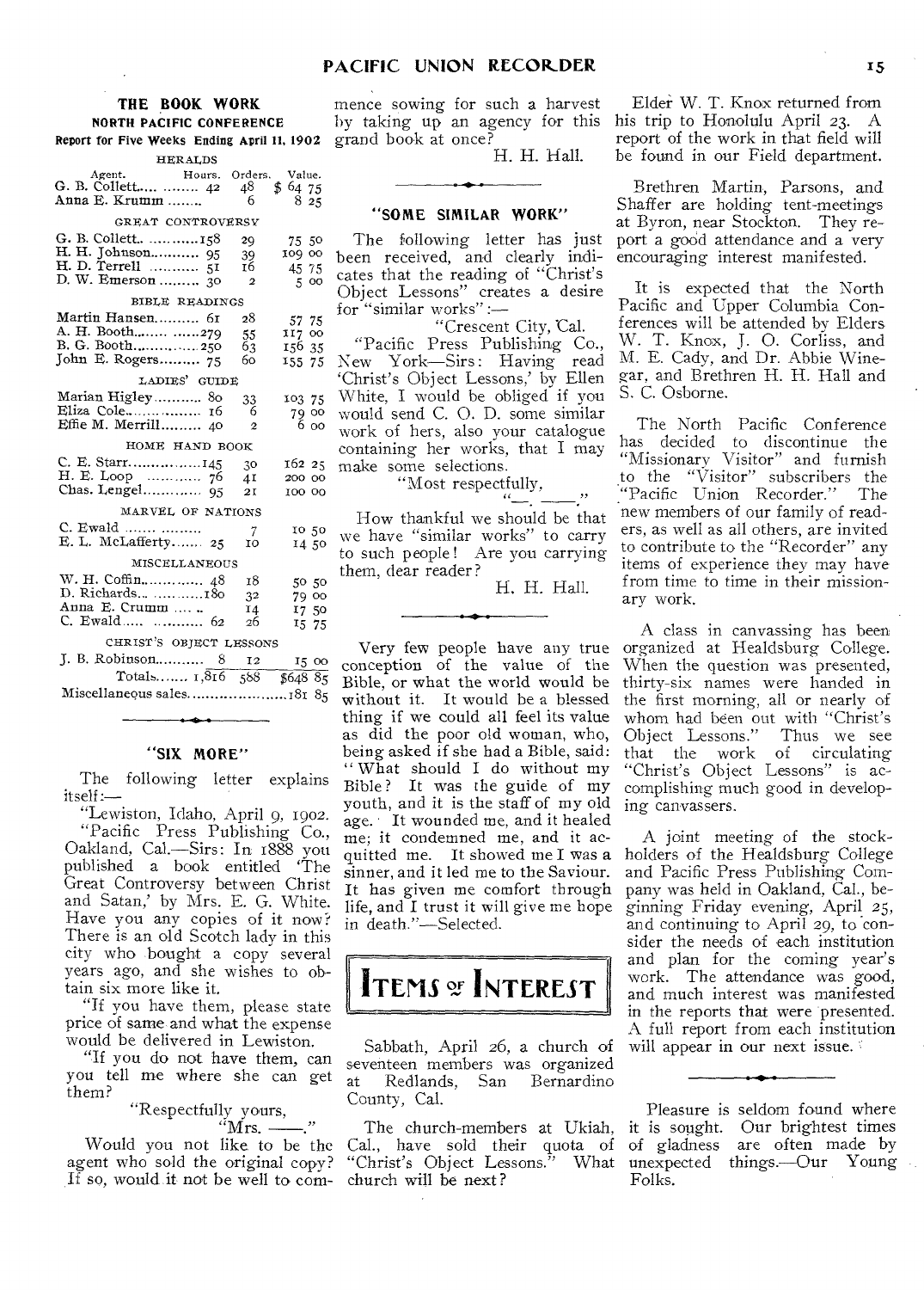## THE BOOK WORK

### NORTH PACIFIC CONFERENCE

**Report for Five Weeks Ending April 11, 1902**

| Agent. | Hours. | Orders. | Value. |
|---|---|---|---|
| HERALDS | | | |
| G. B. Collett | 42 | 48 | $ 64 75 |
| Anna E. Krumm | | 6 | 8 25 |
| GREAT CONTROVERSY | | | |
| G. B. Collett | 158 | 29 | 75 50 |
| H. H. Johnson | 95 | 39 | 109 00 |
| H. D. Terrell | 51 | 16 | 45 75 |
| D. W. Emerson | 30 | 2 | 5 00 |
| BIBLE READINGS | | | |
| Martin Hansen | 61 | 28 | 57 75 |
| A. H. Booth | 279 | 55 | 117 00 |
| B. G. Booth | 250 | 63 | 156 35 |
| John E. Rogers | 75 | 60 | 155 75 |
| LADIES' GUIDE | | | |
| Marian Higley | 80 | 33 | 103 75 |
| Eliza Cole | 16 | 6 | 79 00 |
| Effie M. Merrill | 40 | 2 | 6 00 |
| HOME HAND BOOK | | | |
| C. E. Starr | 145 | 30 | 162 25 |
| H. E. Loop | 76 | 41 | 200 00 |
| Chas. Lengel | 95 | 21 | 100 00 |
| MARVEL OF NATIONS | | | |
| C. Ewald | | 7 | 10 50 |
| E. L. McLafferty | 25 | 10 | 14 50 |
| MISCELLANEOUS | | | |
| W. H. Coffin | 48 | 18 | 50 50 |
| D. Richards | 180 | 32 | 79 00 |
| Anna E. Crumm | | 14 | 17 50 |
| C. Ewald | 62 | 26 | 15 75 |
| CHRIST'S OBJECT LESSONS | | | |
| J. B. Robinson | 8 | 12 | 15 00 |
| Totals | 1,816 | 568 | $648 85 |
| Miscellaneous sales | | | 181 85 |

### "SIX MORE"

The following letter explains itself:—

"Lewiston, Idaho, April 9, 1902.

"Pacific Press Publishing Co., Oakland, Cal.—Sirs: In 1888 you published a book entitled 'The Great Controversy between Christ and Satan,' by Mrs. E. G. White. Have you any copies of it now? There is an old Scotch lady in this city who bought a copy several years ago, and she wishes to obtain six more like it.

"If you have them, please state price of same and what the expense would be delivered in Lewiston.

"If you do not have them, can you tell me where she can get them?

"Respectfully yours,

"Mrs. ——."

Would you not like to be the agent who sold the original copy? If so, would it not be well to commence sowing for such a harvest by taking up an agency for this grand book at once?

H. H. Hall.

### "SOME SIMILAR WORK"

The following letter has just been received, and clearly indicates that the reading of "Christ's Object Lessons" creates a desire for "similar works":—

"Crescent City, Cal.

"Pacific Press Publishing Co., New York—Sirs: Having read 'Christ's Object Lessons,' by Ellen White, I would be obliged if you would send C. O. D. some similar work of hers, also your catalogue containing her works, that I may make some selections.

"Most respectfully,

"—. ——."

How thankful we should be that we have "similar works" to carry to such people! Are you carrying them, dear reader?

H. H. Hall.

Very few people have any true conception of the value of the Bible, or what the world would be without it. It would be a blessed thing if we could all feel its value as did the poor old woman, who, being asked if she had a Bible, said: "What should I do without my Bible? It was the guide of my youth, and it is the staff of my old age. It wounded me, and it healed me; it condemned me, and it acquitted me. It showed me I was a sinner, and it led me to the Saviour. It has given me comfort through life, and I trust it will give me hope in death."—Selected.

## ITEMS OF INTEREST

Sabbath, April 26, a church of seventeen members was organized at Redlands, San Bernardino County, Cal.

The church-members at Ukiah, Cal., have sold their quota of "Christ's Object Lessons." What church will be next?

Elder W. T. Knox returned from his trip to Honolulu April 23. A report of the work in that field will be found in our Field department.

Brethren Martin, Parsons, and Shaffer are holding tent-meetings at Byron, near Stockton. They report a good attendance and a very encouraging interest manifested.

It is expected that the North Pacific and Upper Columbia Conferences will be attended by Elders W. T. Knox, J. O. Corliss, and M. E. Cady, and Dr. Abbie Winegar, and Brethren H. H. Hall and S. C. Osborne.

The North Pacific Conference has decided to discontinue the "Missionary Visitor" and furnish to the "Visitor" subscribers the "Pacific Union Recorder." The new members of our family of readers, as well as all others, are invited to contribute to the "Recorder" any items of experience they may have from time to time in their missionary work.

A class in canvassing has been organized at Healdsburg College. When the question was presented, thirty-six names were handed in the first morning, all or nearly of whom had been out with "Christ's Object Lessons." Thus we see that the work of circulating "Christ's Object Lessons" is accomplishing much good in developing canvassers.

A joint meeting of the stockholders of the Healdsburg College and Pacific Press Publishing Company was held in Oakland, Cal., beginning Friday evening, April 25, and continuing to April 29, to consider the needs of each institution and plan for the coming year's work. The attendance was good, and much interest was manifested in the reports that were presented. A full report from each institution will appear in our next issue.

Pleasure is seldom found where it is sought. Our brightest times of gladness are often made by unexpected things.—Our Young Folks.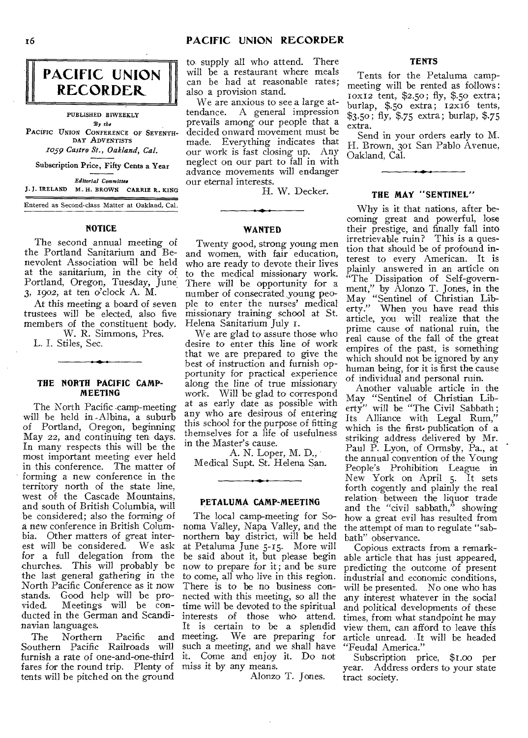# PACIFIC UNION RECORDER

PUBLISHED BIWEEKLY
*By the*
PACIFIC UNION CONFERENCE OF SEVENTH-DAY ADVENTISTS
*1059 Castro St., Oakland, Cal.*

Subscription Price, Fifty Cents a Year

*Editorial Committee*
J. J. IRELAND M. H. BROWN CARRIE R. KING

Entered as Second-class Matter at Oakland, Cal.

### NOTICE

The second annual meeting of the Portland Sanitarium and Benevolent Association will be held at the sanitarium, in the city of Portland, Oregon, Tuesday, June 3, 1902, at ten o'clock A. M.

At this meeting a board of seven trustees will be elected, also five members of the constituent body.

W. R. Simmons, Pres.
L. I. Stiles, Sec.

### THE NORTH PACIFIC CAMP-MEETING

The North Pacific camp-meeting will be held in Albina, a suburb of Portland, Oregon, beginning May 22, and continuing ten days. In many respects this will be the most important meeting ever held in this conference. The matter of forming a new conference in the territory north of the state line, west of the Cascade Mountains, and south of British Columbia, will be considered; also the forming of a new conference in British Columbia. Other matters of great interest will be considered. We ask for a full delegation from the churches. This will probably be the last general gathering in the North Pacific Conference as it now stands. Good help will be provided. Meetings will be conducted in the German and Scandinavian languages.

The Northern Pacific and Southern Pacific Railroads will furnish a rate of one-and-one-third fares for the round trip. Plenty of tents will be pitched on the ground to supply all who attend. There will be a restaurant where meals can be had at reasonable rates; also a provision stand.

We are anxious to see a large attendance. A general impression prevails among our people that a decided onward movement must be made. Everything indicates that our work is fast closing up. Any neglect on our part to fall in with advance movements will endanger our eternal interests.

H. W. Decker.

### WANTED

Twenty good, strong young men and women, with fair education, who are ready to devote their lives to the medical missionary work. There will be opportunity for a number of consecrated young people to enter the nurses' medical missionary training school at St. Helena Sanitarium July 1.

We are glad to assure those who desire to enter this line of work that we are prepared to give the best of instruction and furnish opportunity for practical experience along the line of true missionary work. Will be glad to correspond at as early date as possible with any who are desirous of entering this school for the purpose of fitting themselves for a life of usefulness in the Master's cause.

A. N. Loper, M. D.,
Medical Supt. St. Helena San.

### PETALUMA CAMP-MEETING

The local camp-meeting for Sonoma Valley, Napa Valley, and the northern bay district, will be held at Petaluma June 5-15. More will be said about it, but please begin now to prepare for it; and be sure to come, all who live in this region. There is to be no business connected with this meeting, so all the time will be devoted to the spiritual interests of those who attend. It is certain to be a splendid meeting. We are preparing for such a meeting, and we shall have it. Come and enjoy it. Do not miss it by any means.

Alonzo T. Jones.

### TENTS

Tents for the Petaluma camp-meeting will be rented as follows: 10x12 tent, $2.50; fly, $.50 extra; burlap, $.50 extra; 12x16 tents, $3.50; fly, $.75 extra; burlap, $.75 extra.

Send in your orders early to M. H. Brown, 301 San Pablo Avenue, Oakland, Cal.

### THE MAY "SENTINEL"

Why is it that nations, after becoming great and powerful, lose their prestige, and finally fall into irretrievable ruin? This is a question that should be of profound interest to every American. It is plainly answered in an article on "The Dissipation of Self-government," by Alonzo T. Jones, in the May "Sentinel of Christian Liberty." When you have read this article, you will realize that the prime cause of national ruin, the real cause of the fall of the great empires of the past, is something which should not be ignored by any human being, for it is first the cause of individual and personal ruin.

Another valuable article in the May "Sentinel of Christian Liberty" will be "The Civil Sabbath; Its Alliance with Legal Rum," which is the first publication of a striking address delivered by Mr. Paul P. Lyon, of Ormsby, Pa., at the annual convention of the Young People's Prohibition League in New York on April 5. It sets forth cogently and plainly the real relation between the liquor trade and the "civil sabbath," showing how a great evil has resulted from the attempt of man to regulate "sabbath" observance.

Copious extracts from a remarkable article that has just appeared, predicting the outcome of present industrial and economic conditions, will be presented. No one who has any interest whatever in the social and political developments of these times, from what standpoint he may view them, can afford to leave this article unread. It will be headed "Feudal America."

Subscription price, $1.00 per year. Address orders to your state tract society.